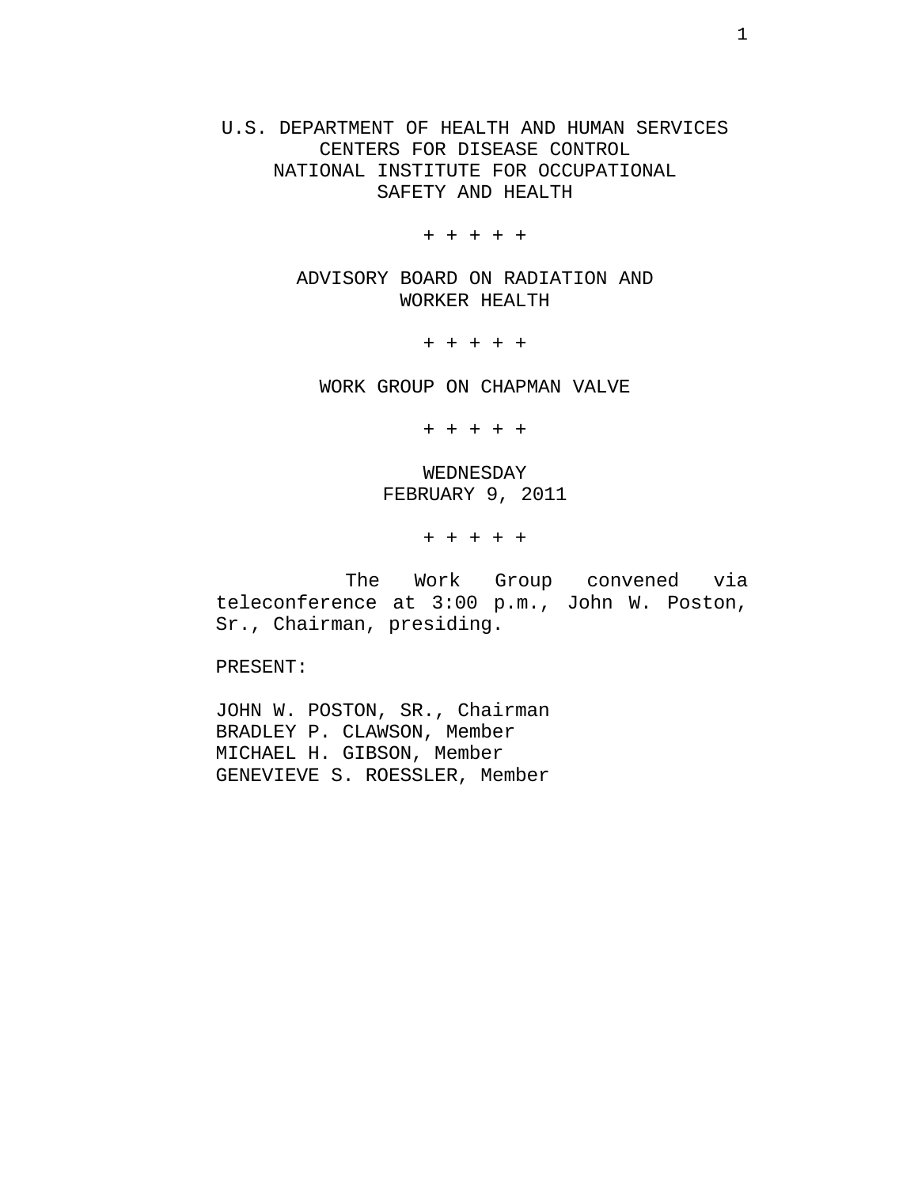U.S. DEPARTMENT OF HEALTH AND HUMAN SERVICES
CENTERS FOR DISEASE CONTROL
NATIONAL INSTITUTE FOR OCCUPATIONAL
SAFETY AND HEALTH

+ + + + +

ADVISORY BOARD ON RADIATION AND
WORKER HEALTH

+ + + + +

WORK GROUP ON CHAPMAN VALVE

+ + + + +

WEDNESDAY
FEBRUARY 9, 2011

+ + + + +

The Work Group convened via teleconference at 3:00 p.m., John W. Poston, Sr., Chairman, presiding.

PRESENT:

JOHN W. POSTON, SR., Chairman
BRADLEY P. CLAWSON, Member
MICHAEL H. GIBSON, Member
GENEVIEVE S. ROESSLER, Member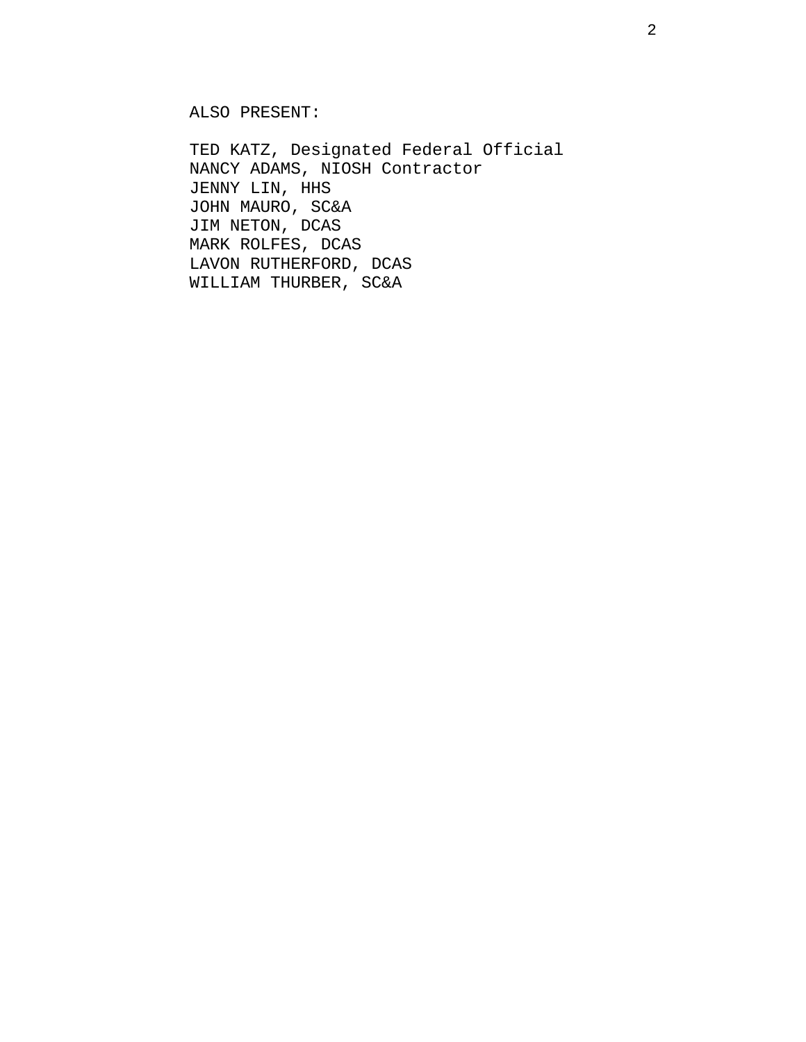ALSO PRESENT:

TED KATZ, Designated Federal Official
NANCY ADAMS, NIOSH Contractor
JENNY LIN, HHS
JOHN MAURO, SC&A
JIM NETON, DCAS
MARK ROLFES, DCAS
LAVON RUTHERFORD, DCAS
WILLIAM THURBER, SC&A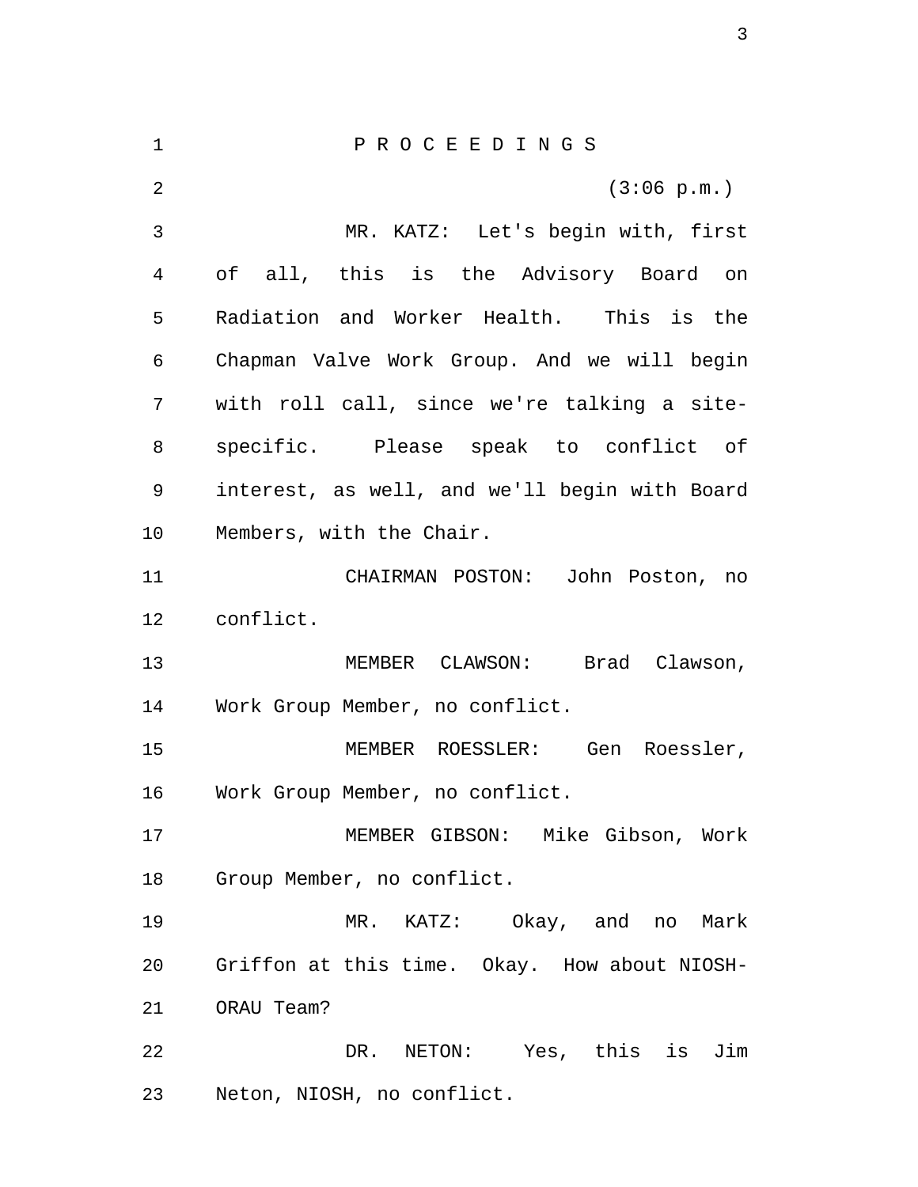P R O C E E D I N G S

(3:06 p.m.)

MR. KATZ: Let's begin with, first of all, this is the Advisory Board on Radiation and Worker Health. This is the Chapman Valve Work Group. And we will begin with roll call, since we're talking a site-specific. Please speak to conflict of interest, as well, and we'll begin with Board Members, with the Chair.

CHAIRMAN POSTON: John Poston, no conflict.

MEMBER CLAWSON: Brad Clawson, Work Group Member, no conflict.

MEMBER ROESSLER: Gen Roessler, Work Group Member, no conflict.

MEMBER GIBSON: Mike Gibson, Work Group Member, no conflict.

MR. KATZ: Okay, and no Mark Griffon at this time. Okay. How about NIOSH-ORAU Team?

DR. NETON: Yes, this is Jim Neton, NIOSH, no conflict.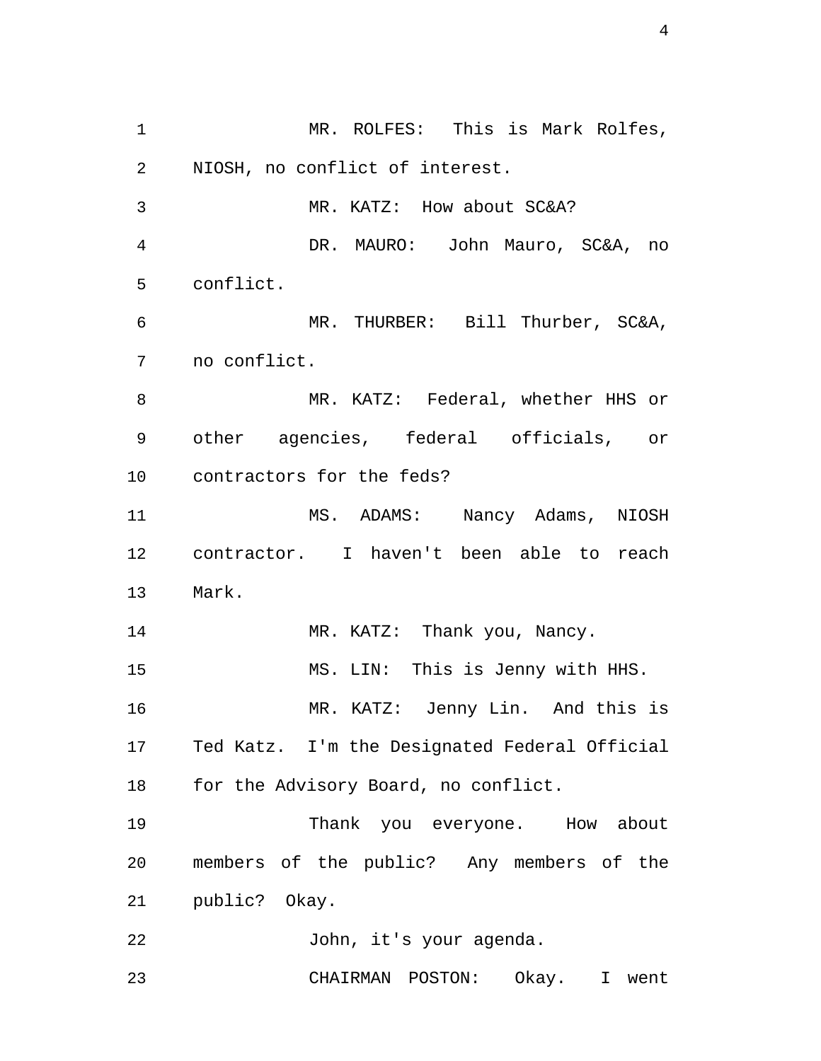MR. ROLFES: This is Mark Rolfes, NIOSH, no conflict of interest.

MR. KATZ: How about SC&A?

DR. MAURO: John Mauro, SC&A, no conflict.

MR. THURBER: Bill Thurber, SC&A, no conflict.

MR. KATZ: Federal, whether HHS or other agencies, federal officials, or contractors for the feds?

MS. ADAMS: Nancy Adams, NIOSH contractor. I haven't been able to reach Mark.

MR. KATZ: Thank you, Nancy.

MS. LIN: This is Jenny with HHS.

MR. KATZ: Jenny Lin. And this is Ted Katz. I'm the Designated Federal Official for the Advisory Board, no conflict.

Thank you everyone. How about members of the public? Any members of the public? Okay.

John, it's your agenda.

CHAIRMAN POSTON: Okay. I went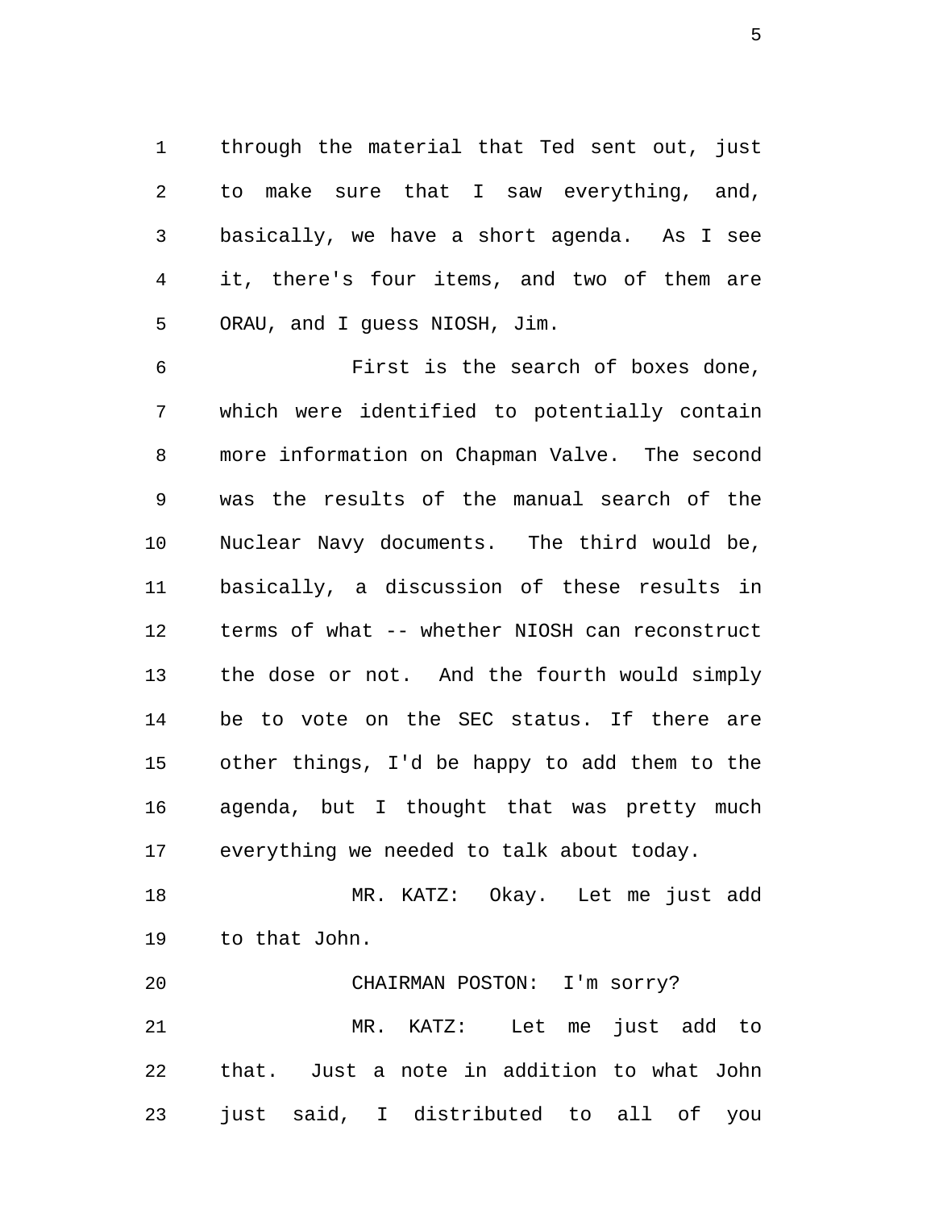through the material that Ted sent out, just to make sure that I saw everything, and, basically, we have a short agenda. As I see it, there's four items, and two of them are ORAU, and I guess NIOSH, Jim.

First is the search of boxes done, which were identified to potentially contain more information on Chapman Valve. The second was the results of the manual search of the Nuclear Navy documents. The third would be, basically, a discussion of these results in terms of what -- whether NIOSH can reconstruct the dose or not. And the fourth would simply be to vote on the SEC status. If there are other things, I'd be happy to add them to the agenda, but I thought that was pretty much everything we needed to talk about today.

MR. KATZ: Okay. Let me just add to that John.

CHAIRMAN POSTON: I'm sorry?

MR. KATZ: Let me just add to that. Just a note in addition to what John just said, I distributed to all of you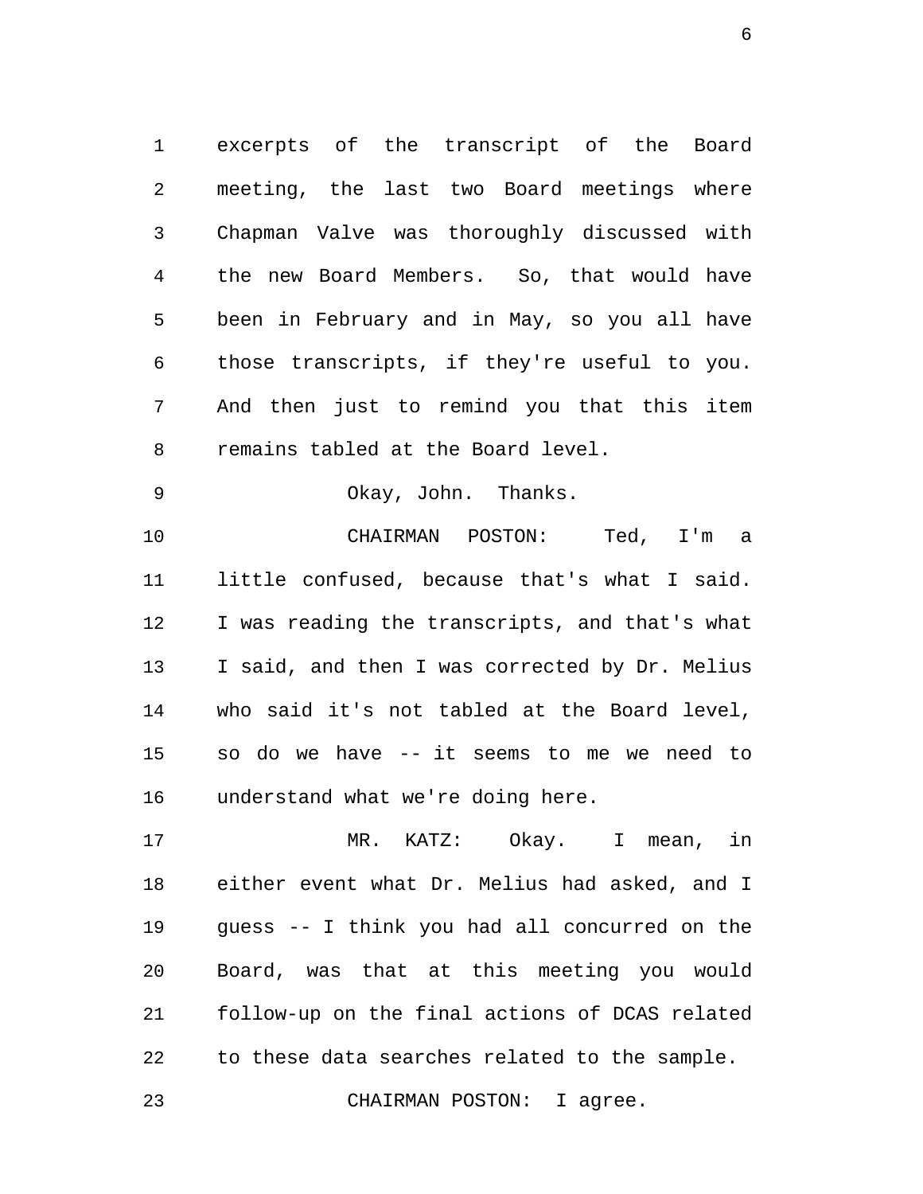excerpts of the transcript of the Board meeting, the last two Board meetings where Chapman Valve was thoroughly discussed with the new Board Members. So, that would have been in February and in May, so you all have those transcripts, if they're useful to you. And then just to remind you that this item remains tabled at the Board level.

Okay, John. Thanks.

CHAIRMAN POSTON: Ted, I'm a little confused, because that's what I said. I was reading the transcripts, and that's what I said, and then I was corrected by Dr. Melius who said it's not tabled at the Board level, so do we have -- it seems to me we need to understand what we're doing here.

MR. KATZ: Okay. I mean, in either event what Dr. Melius had asked, and I guess -- I think you had all concurred on the Board, was that at this meeting you would follow-up on the final actions of DCAS related to these data searches related to the sample.

CHAIRMAN POSTON: I agree.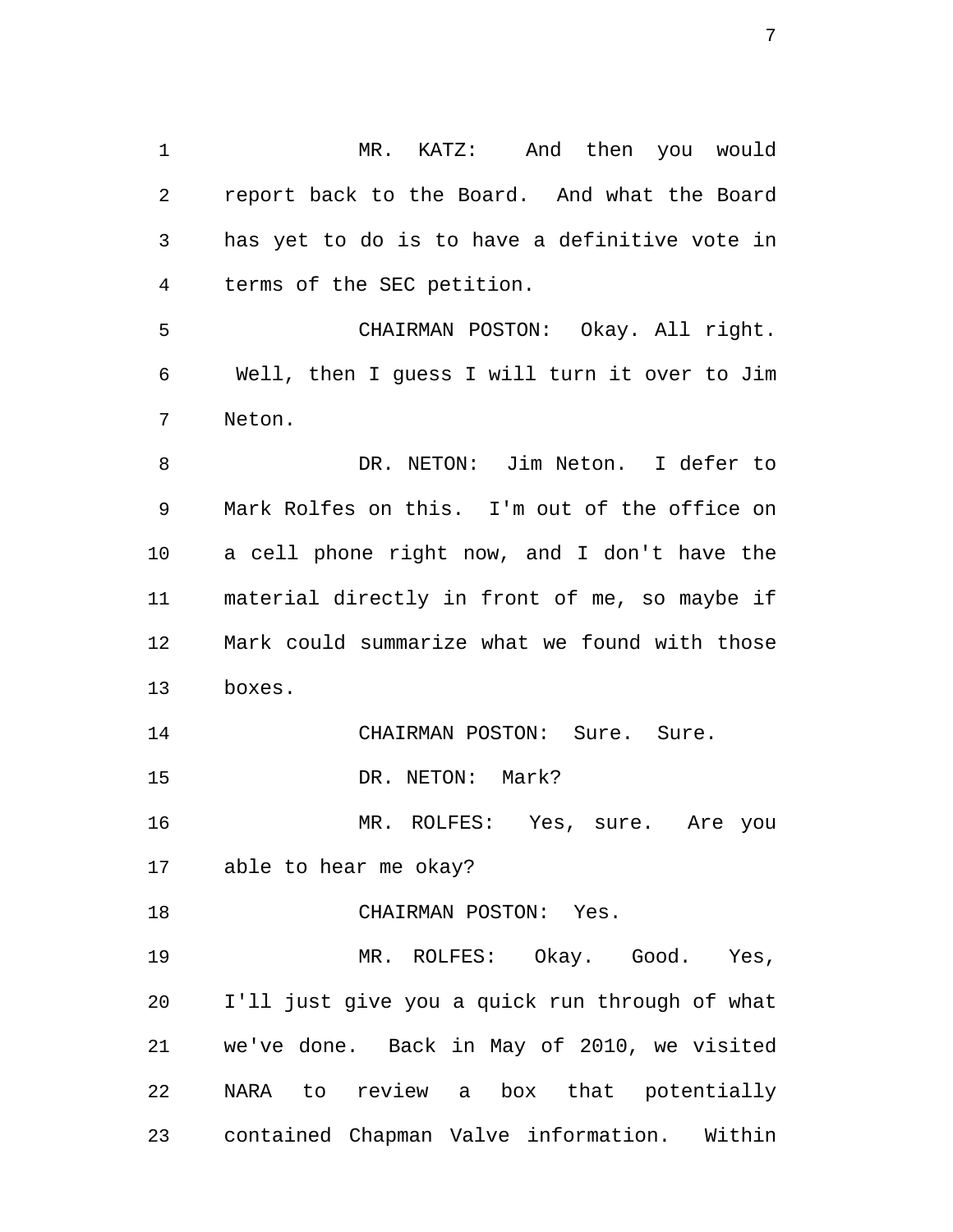MR. KATZ: And then you would report back to the Board. And what the Board has yet to do is to have a definitive vote in terms of the SEC petition.

CHAIRMAN POSTON: Okay. All right. Well, then I guess I will turn it over to Jim Neton.

DR. NETON: Jim Neton. I defer to Mark Rolfes on this. I'm out of the office on a cell phone right now, and I don't have the material directly in front of me, so maybe if Mark could summarize what we found with those boxes.

CHAIRMAN POSTON: Sure. Sure.

DR. NETON: Mark?

MR. ROLFES: Yes, sure. Are you able to hear me okay?

CHAIRMAN POSTON: Yes.

MR. ROLFES: Okay. Good. Yes, I'll just give you a quick run through of what we've done. Back in May of 2010, we visited NARA to review a box that potentially contained Chapman Valve information. Within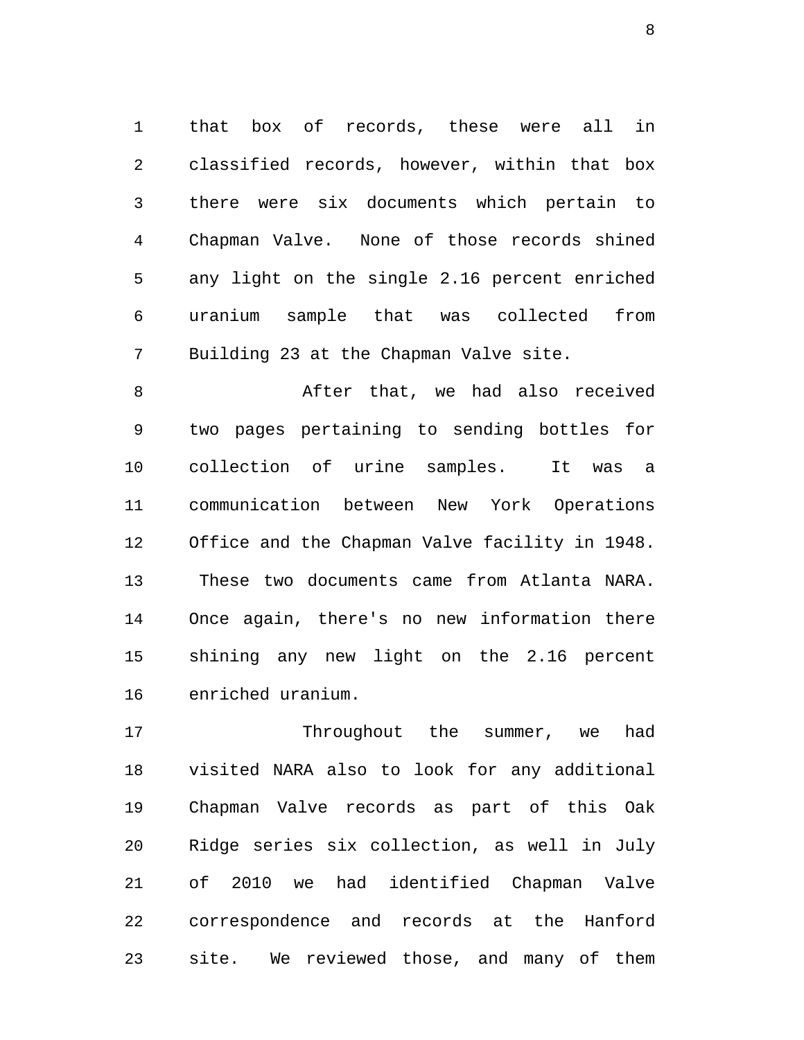that box of records, these were all in classified records, however, within that box there were six documents which pertain to Chapman Valve. None of those records shined any light on the single 2.16 percent enriched uranium sample that was collected from Building 23 at the Chapman Valve site.

After that, we had also received two pages pertaining to sending bottles for collection of urine samples. It was a communication between New York Operations Office and the Chapman Valve facility in 1948. These two documents came from Atlanta NARA. Once again, there's no new information there shining any new light on the 2.16 percent enriched uranium.

Throughout the summer, we had visited NARA also to look for any additional Chapman Valve records as part of this Oak Ridge series six collection, as well in July of 2010 we had identified Chapman Valve correspondence and records at the Hanford site. We reviewed those, and many of them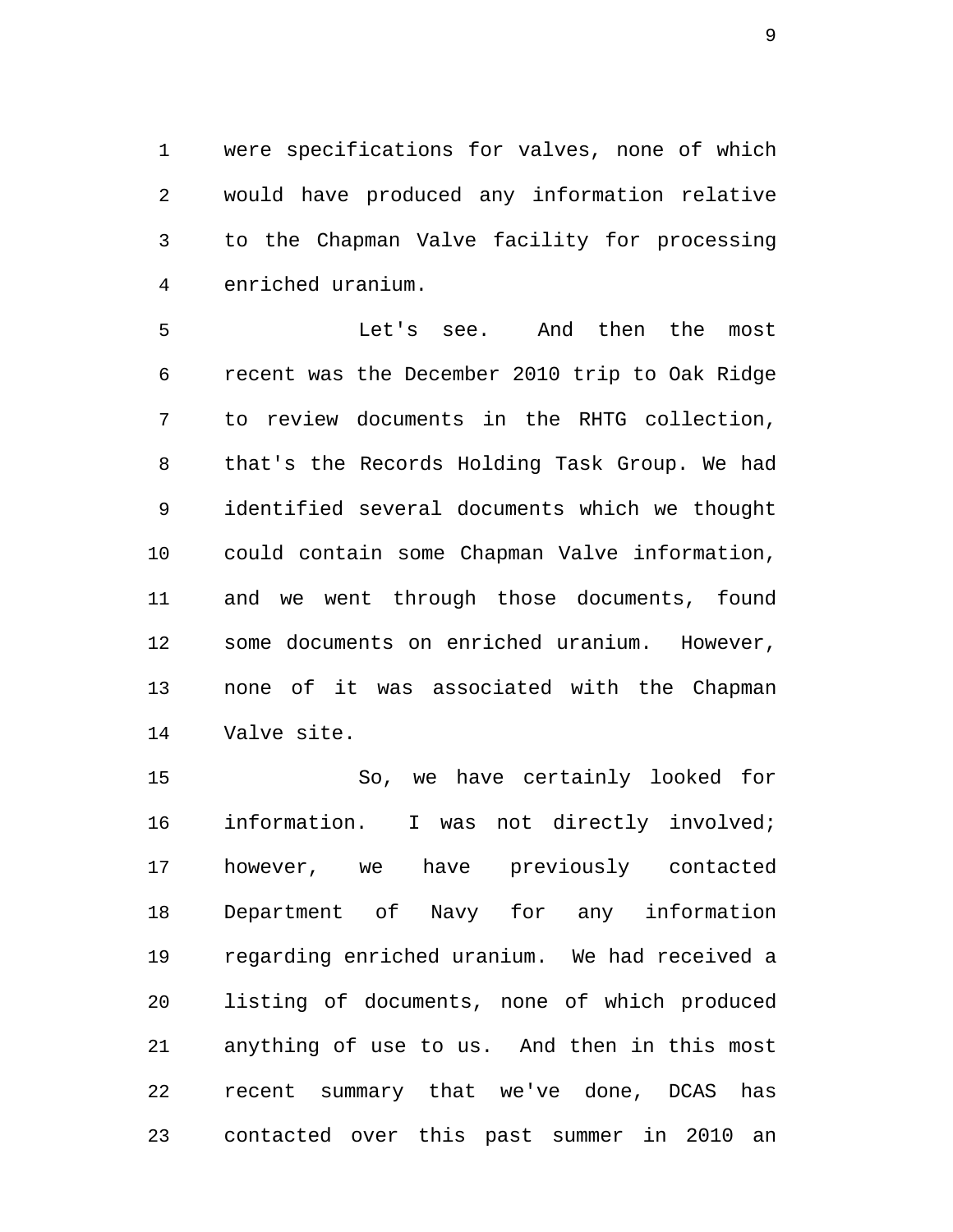were specifications for valves, none of which would have produced any information relative to the Chapman Valve facility for processing enriched uranium.

Let's see. And then the most recent was the December 2010 trip to Oak Ridge to review documents in the RHTG collection, that's the Records Holding Task Group. We had identified several documents which we thought could contain some Chapman Valve information, and we went through those documents, found some documents on enriched uranium. However, none of it was associated with the Chapman Valve site.

So, we have certainly looked for information. I was not directly involved; however, we have previously contacted Department of Navy for any information regarding enriched uranium. We had received a listing of documents, none of which produced anything of use to us. And then in this most recent summary that we've done, DCAS has contacted over this past summer in 2010 an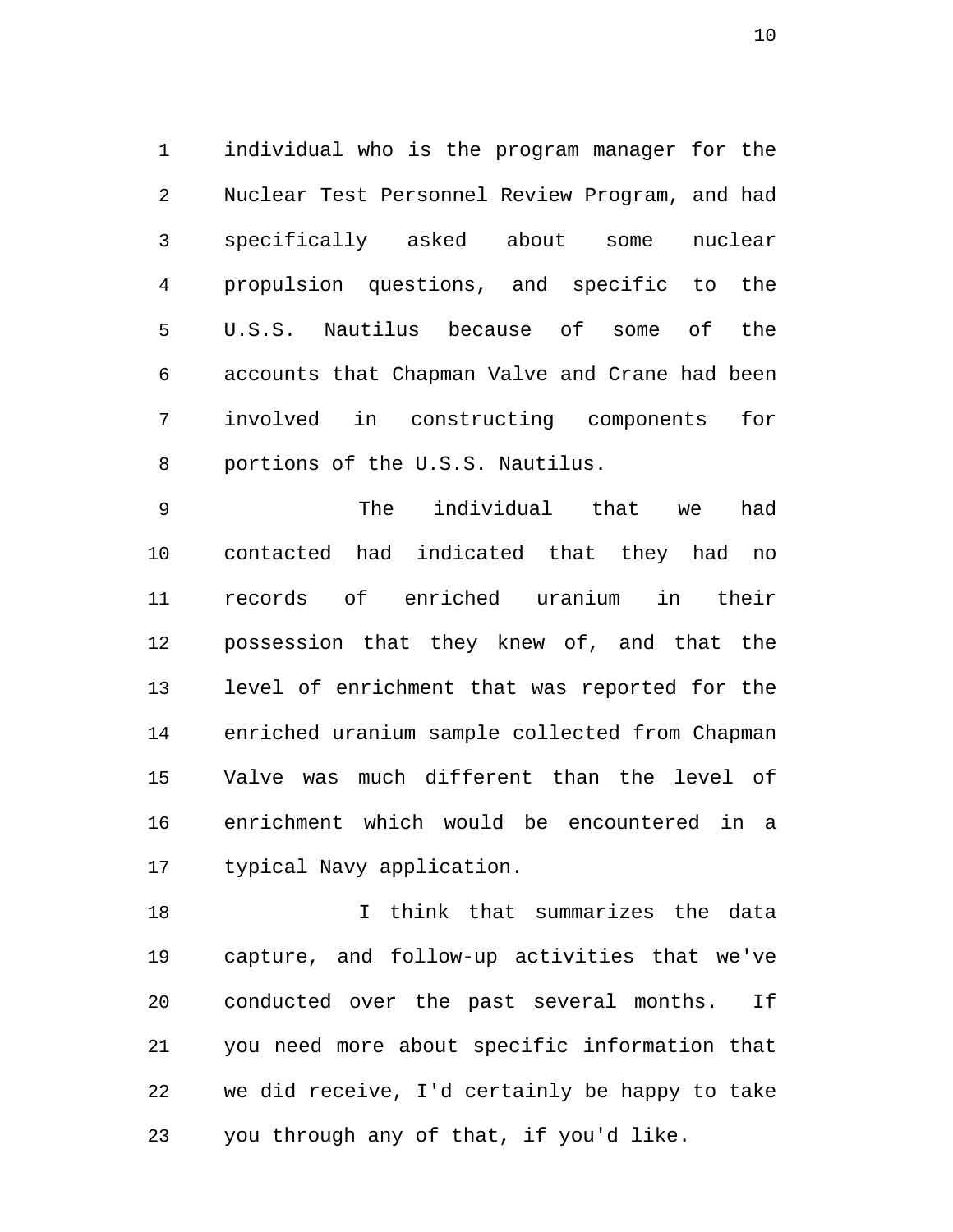individual who is the program manager for the Nuclear Test Personnel Review Program, and had specifically asked about some nuclear propulsion questions, and specific to the U.S.S. Nautilus because of some of the accounts that Chapman Valve and Crane had been involved in constructing components for portions of the U.S.S. Nautilus.

The individual that we had contacted had indicated that they had no records of enriched uranium in their possession that they knew of, and that the level of enrichment that was reported for the enriched uranium sample collected from Chapman Valve was much different than the level of enrichment which would be encountered in a typical Navy application.

I think that summarizes the data capture, and follow-up activities that we've conducted over the past several months. If you need more about specific information that we did receive, I'd certainly be happy to take you through any of that, if you'd like.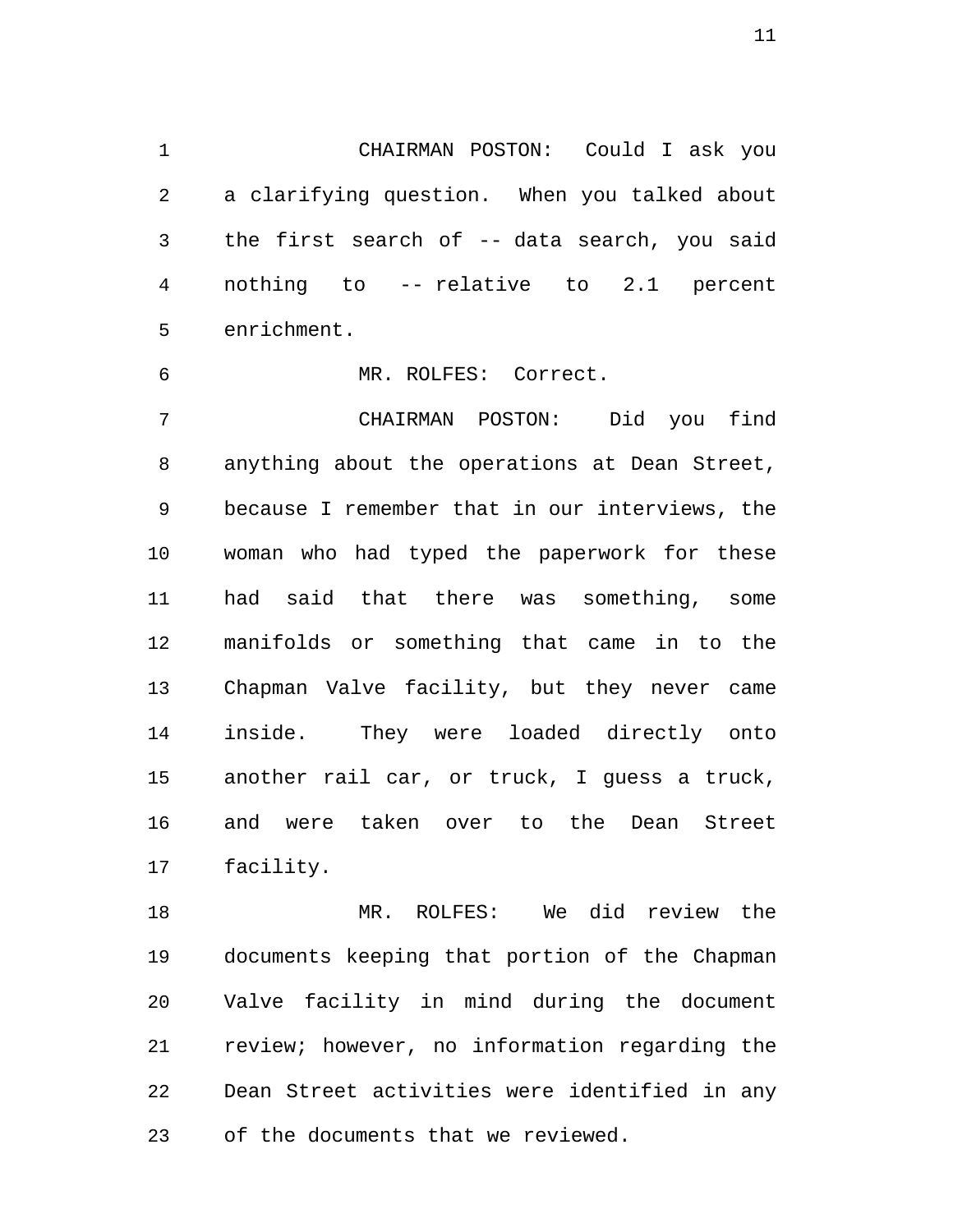CHAIRMAN POSTON: Could I ask you a clarifying question. When you talked about the first search of -- data search, you said nothing to -- relative to 2.1 percent enrichment.

MR. ROLFES: Correct.

CHAIRMAN POSTON: Did you find anything about the operations at Dean Street, because I remember that in our interviews, the woman who had typed the paperwork for these had said that there was something, some manifolds or something that came in to the Chapman Valve facility, but they never came inside. They were loaded directly onto another rail car, or truck, I guess a truck, and were taken over to the Dean Street facility.

MR. ROLFES: We did review the documents keeping that portion of the Chapman Valve facility in mind during the document review; however, no information regarding the Dean Street activities were identified in any of the documents that we reviewed.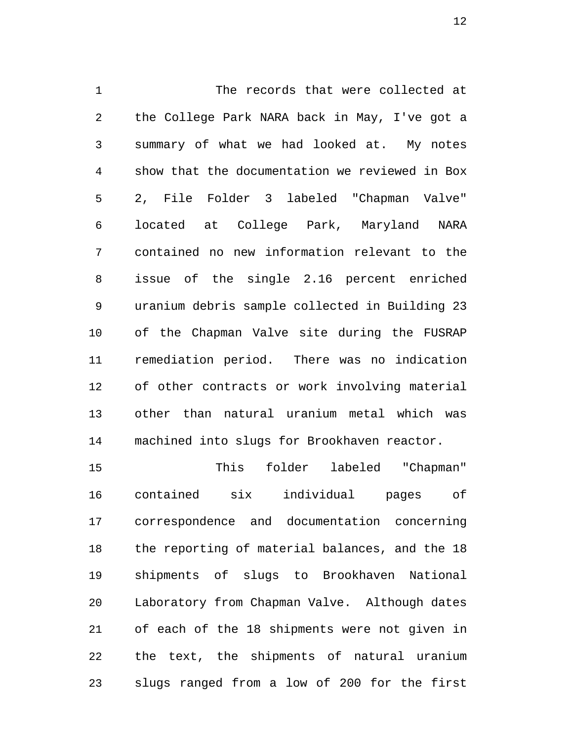The records that were collected at the College Park NARA back in May, I've got a summary of what we had looked at. My notes show that the documentation we reviewed in Box 2, File Folder 3 labeled "Chapman Valve" located at College Park, Maryland NARA contained no new information relevant to the issue of the single 2.16 percent enriched uranium debris sample collected in Building 23 of the Chapman Valve site during the FUSRAP remediation period. There was no indication of other contracts or work involving material other than natural uranium metal which was machined into slugs for Brookhaven reactor.

This folder labeled "Chapman" contained six individual pages of correspondence and documentation concerning the reporting of material balances, and the 18 shipments of slugs to Brookhaven National Laboratory from Chapman Valve. Although dates of each of the 18 shipments were not given in the text, the shipments of natural uranium slugs ranged from a low of 200 for the first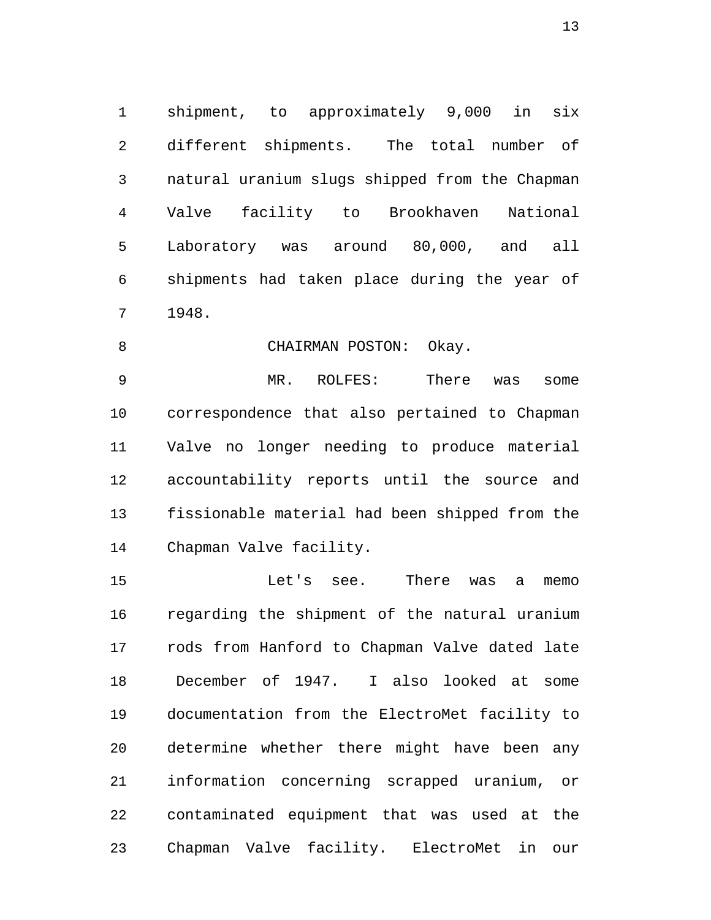shipment, to approximately 9,000 in six different shipments. The total number of natural uranium slugs shipped from the Chapman Valve facility to Brookhaven National Laboratory was around 80,000, and all shipments had taken place during the year of 1948.

CHAIRMAN POSTON: Okay.

MR. ROLFES: There was some correspondence that also pertained to Chapman Valve no longer needing to produce material accountability reports until the source and fissionable material had been shipped from the Chapman Valve facility.

Let's see. There was a memo regarding the shipment of the natural uranium rods from Hanford to Chapman Valve dated late December of 1947. I also looked at some documentation from the ElectroMet facility to determine whether there might have been any information concerning scrapped uranium, or contaminated equipment that was used at the Chapman Valve facility. ElectroMet in our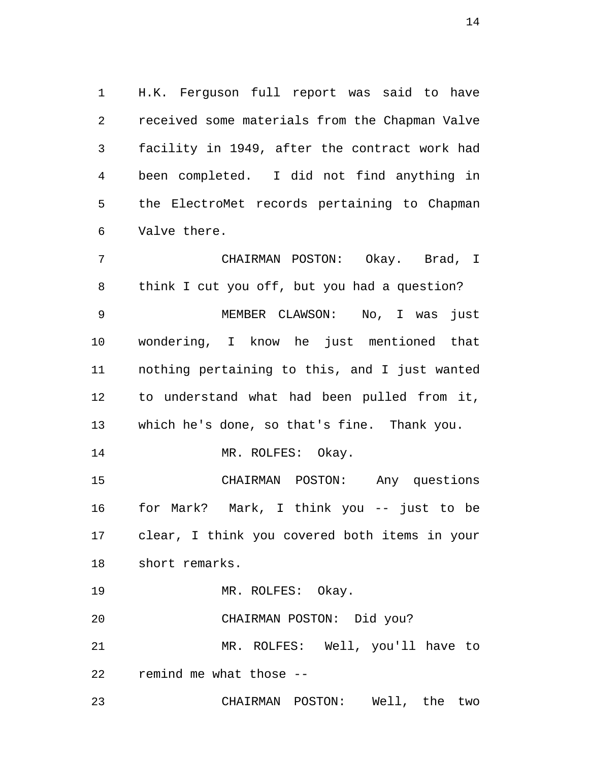H.K. Ferguson full report was said to have received some materials from the Chapman Valve facility in 1949, after the contract work had been completed. I did not find anything in the ElectroMet records pertaining to Chapman Valve there.

CHAIRMAN POSTON: Okay. Brad, I think I cut you off, but you had a question?

MEMBER CLAWSON: No, I was just wondering, I know he just mentioned that nothing pertaining to this, and I just wanted to understand what had been pulled from it, which he's done, so that's fine. Thank you.

MR. ROLFES: Okay.

CHAIRMAN POSTON: Any questions for Mark? Mark, I think you -- just to be clear, I think you covered both items in your short remarks.

MR. ROLFES: Okay.

CHAIRMAN POSTON: Did you?

MR. ROLFES: Well, you'll have to remind me what those --

CHAIRMAN POSTON: Well, the two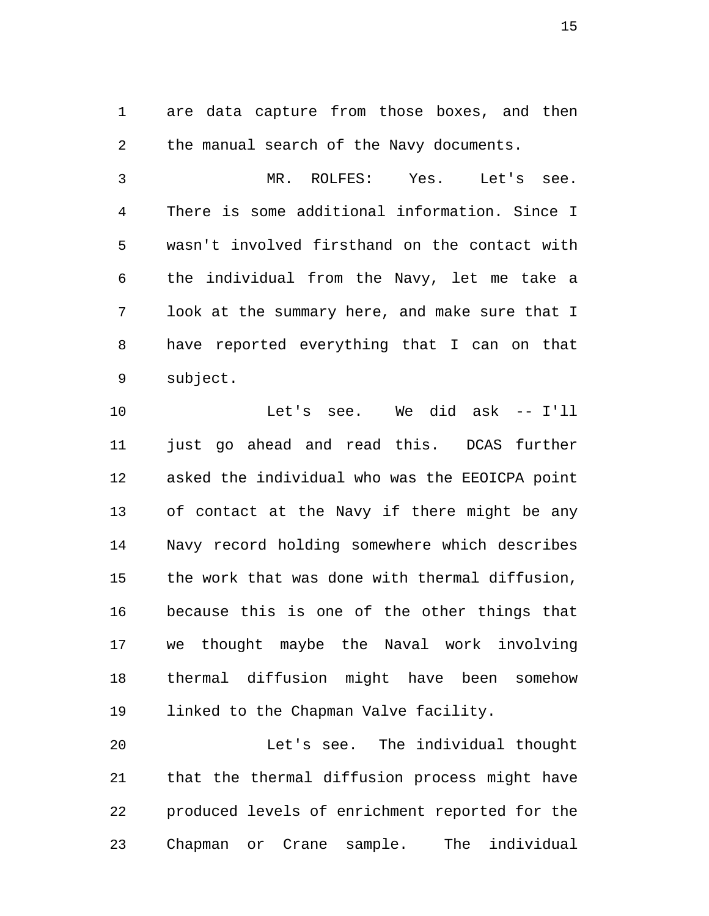are data capture from those boxes, and then the manual search of the Navy documents.

MR. ROLFES: Yes. Let's see. There is some additional information. Since I wasn't involved firsthand on the contact with the individual from the Navy, let me take a look at the summary here, and make sure that I have reported everything that I can on that subject.

Let's see. We did ask -- I'll just go ahead and read this. DCAS further asked the individual who was the EEOICPA point of contact at the Navy if there might be any Navy record holding somewhere which describes the work that was done with thermal diffusion, because this is one of the other things that we thought maybe the Naval work involving thermal diffusion might have been somehow linked to the Chapman Valve facility.

Let's see. The individual thought that the thermal diffusion process might have produced levels of enrichment reported for the Chapman or Crane sample. The individual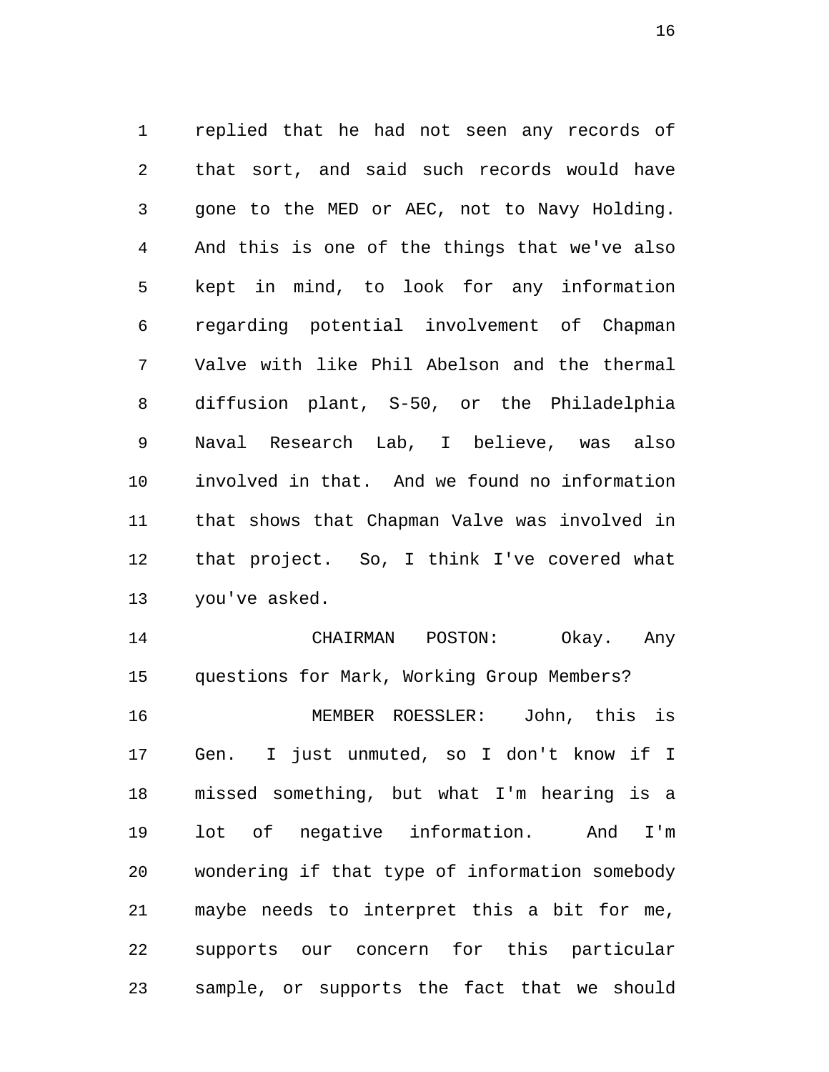replied that he had not seen any records of that sort, and said such records would have gone to the MED or AEC, not to Navy Holding. And this is one of the things that we've also kept in mind, to look for any information regarding potential involvement of Chapman Valve with like Phil Abelson and the thermal diffusion plant, S-50, or the Philadelphia Naval Research Lab, I believe, was also involved in that. And we found no information that shows that Chapman Valve was involved in that project. So, I think I've covered what you've asked.

CHAIRMAN POSTON: Okay. Any questions for Mark, Working Group Members?

MEMBER ROESSLER: John, this is Gen. I just unmuted, so I don't know if I missed something, but what I'm hearing is a lot of negative information. And I'm wondering if that type of information somebody maybe needs to interpret this a bit for me, supports our concern for this particular sample, or supports the fact that we should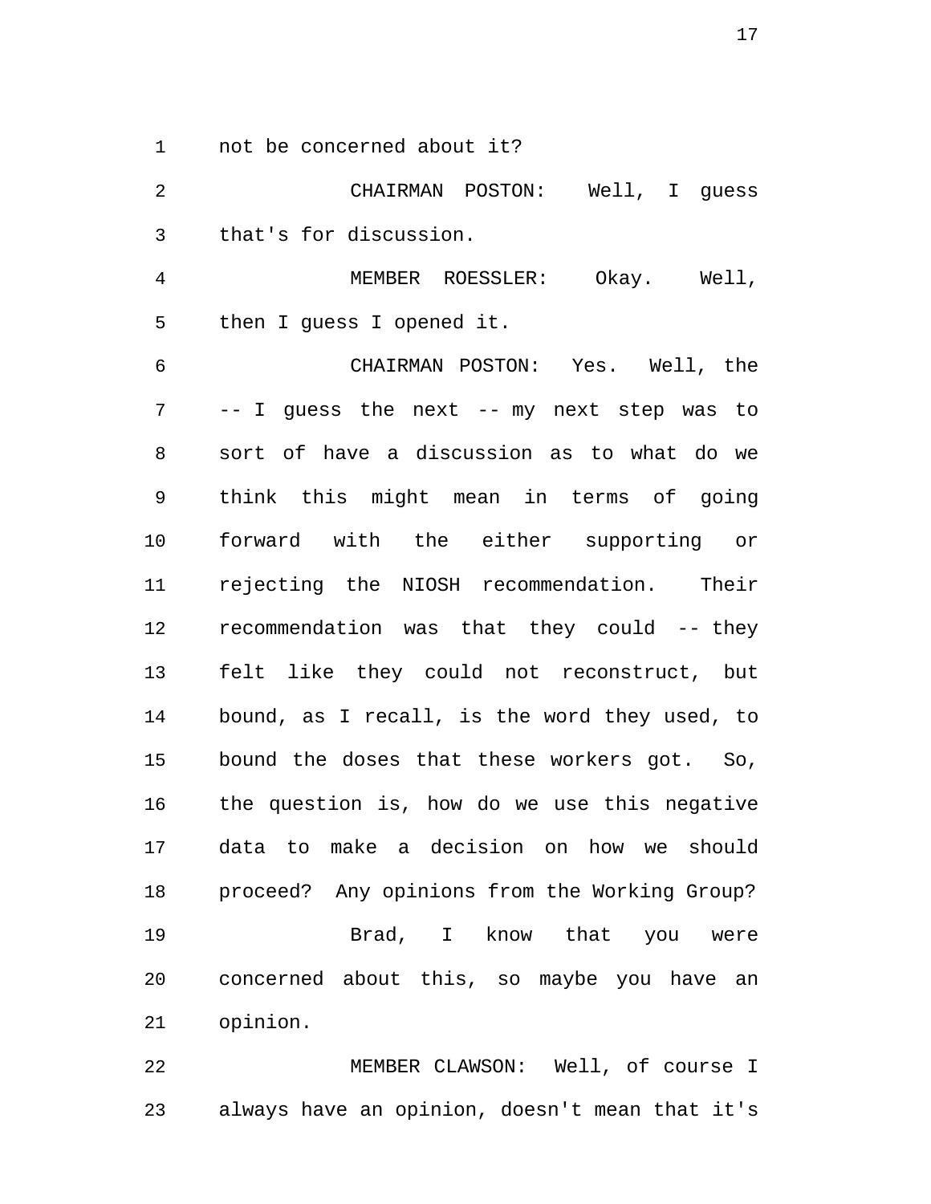not be concerned about it?

CHAIRMAN POSTON: Well, I guess that's for discussion.

MEMBER ROESSLER: Okay. Well, then I guess I opened it.

CHAIRMAN POSTON: Yes. Well, the -- I guess the next -- my next step was to sort of have a discussion as to what do we think this might mean in terms of going forward with the either supporting or rejecting the NIOSH recommendation. Their recommendation was that they could -- they felt like they could not reconstruct, but bound, as I recall, is the word they used, to bound the doses that these workers got. So, the question is, how do we use this negative data to make a decision on how we should proceed? Any opinions from the Working Group?

Brad, I know that you were concerned about this, so maybe you have an opinion.

MEMBER CLAWSON: Well, of course I always have an opinion, doesn't mean that it's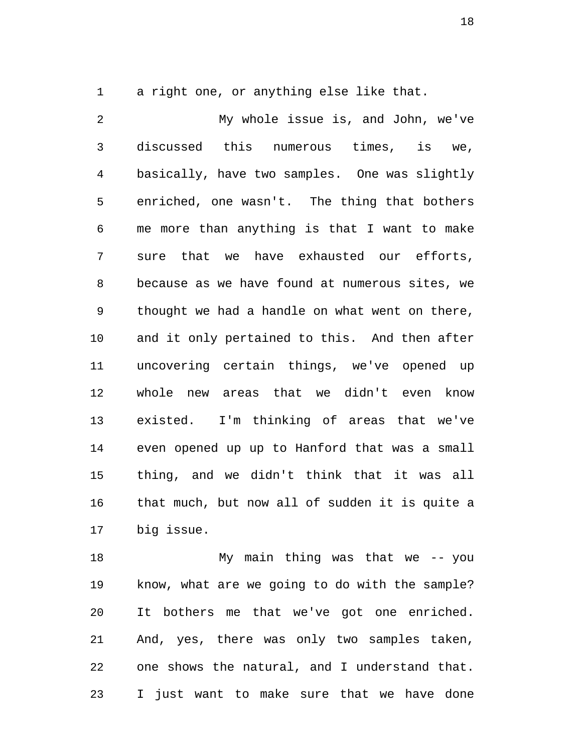a right one, or anything else like that.

My whole issue is, and John, we've discussed this numerous times, is we, basically, have two samples. One was slightly enriched, one wasn't. The thing that bothers me more than anything is that I want to make sure that we have exhausted our efforts, because as we have found at numerous sites, we thought we had a handle on what went on there, and it only pertained to this. And then after uncovering certain things, we've opened up whole new areas that we didn't even know existed. I'm thinking of areas that we've even opened up up to Hanford that was a small thing, and we didn't think that it was all that much, but now all of sudden it is quite a big issue.

My main thing was that we -- you know, what are we going to do with the sample? It bothers me that we've got one enriched. And, yes, there was only two samples taken, one shows the natural, and I understand that. I just want to make sure that we have done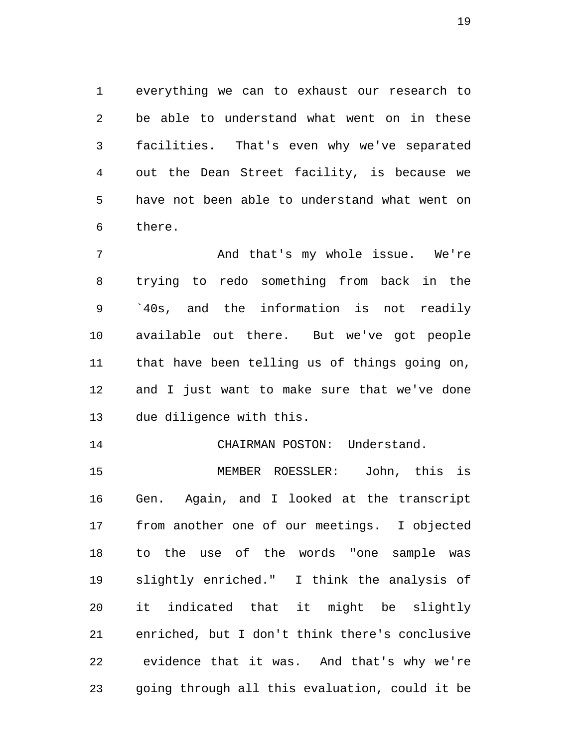everything we can to exhaust our research to be able to understand what went on in these facilities. That's even why we've separated out the Dean Street facility, is because we have not been able to understand what went on there.

And that's my whole issue. We're trying to redo something from back in the `40s, and the information is not readily available out there. But we've got people that have been telling us of things going on, and I just want to make sure that we've done due diligence with this.

CHAIRMAN POSTON: Understand.

MEMBER ROESSLER: John, this is Gen. Again, and I looked at the transcript from another one of our meetings. I objected to the use of the words "one sample was slightly enriched." I think the analysis of it indicated that it might be slightly enriched, but I don't think there's conclusive evidence that it was. And that's why we're going through all this evaluation, could it be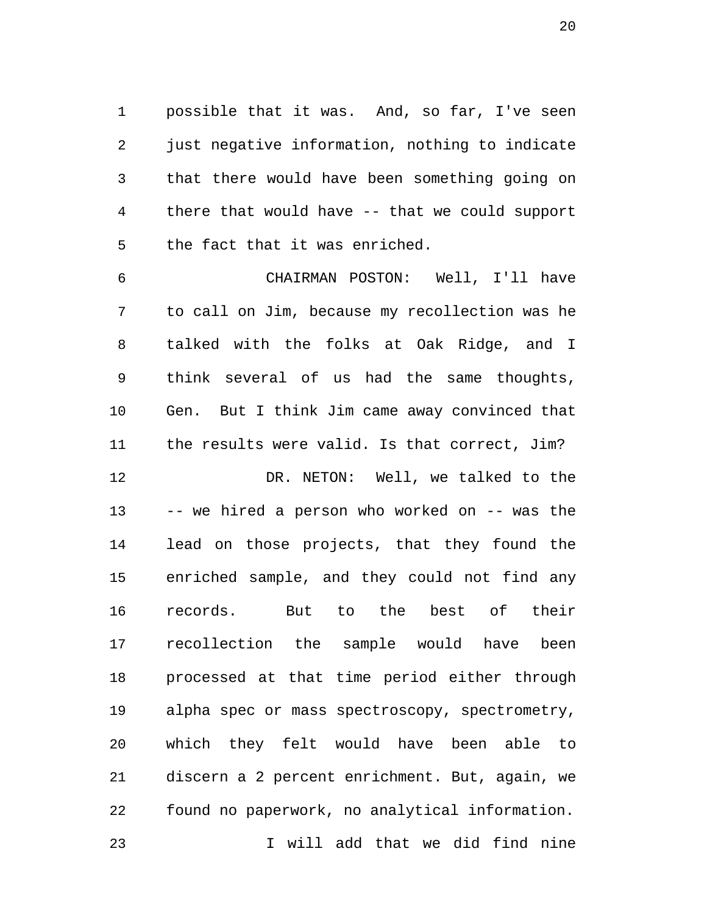possible that it was. And, so far, I've seen just negative information, nothing to indicate that there would have been something going on there that would have -- that we could support the fact that it was enriched.

CHAIRMAN POSTON: Well, I'll have to call on Jim, because my recollection was he talked with the folks at Oak Ridge, and I think several of us had the same thoughts, Gen. But I think Jim came away convinced that the results were valid. Is that correct, Jim?

DR. NETON: Well, we talked to the -- we hired a person who worked on -- was the lead on those projects, that they found the enriched sample, and they could not find any records. But to the best of their recollection the sample would have been processed at that time period either through alpha spec or mass spectroscopy, spectrometry, which they felt would have been able to discern a 2 percent enrichment. But, again, we found no paperwork, no analytical information.

I will add that we did find nine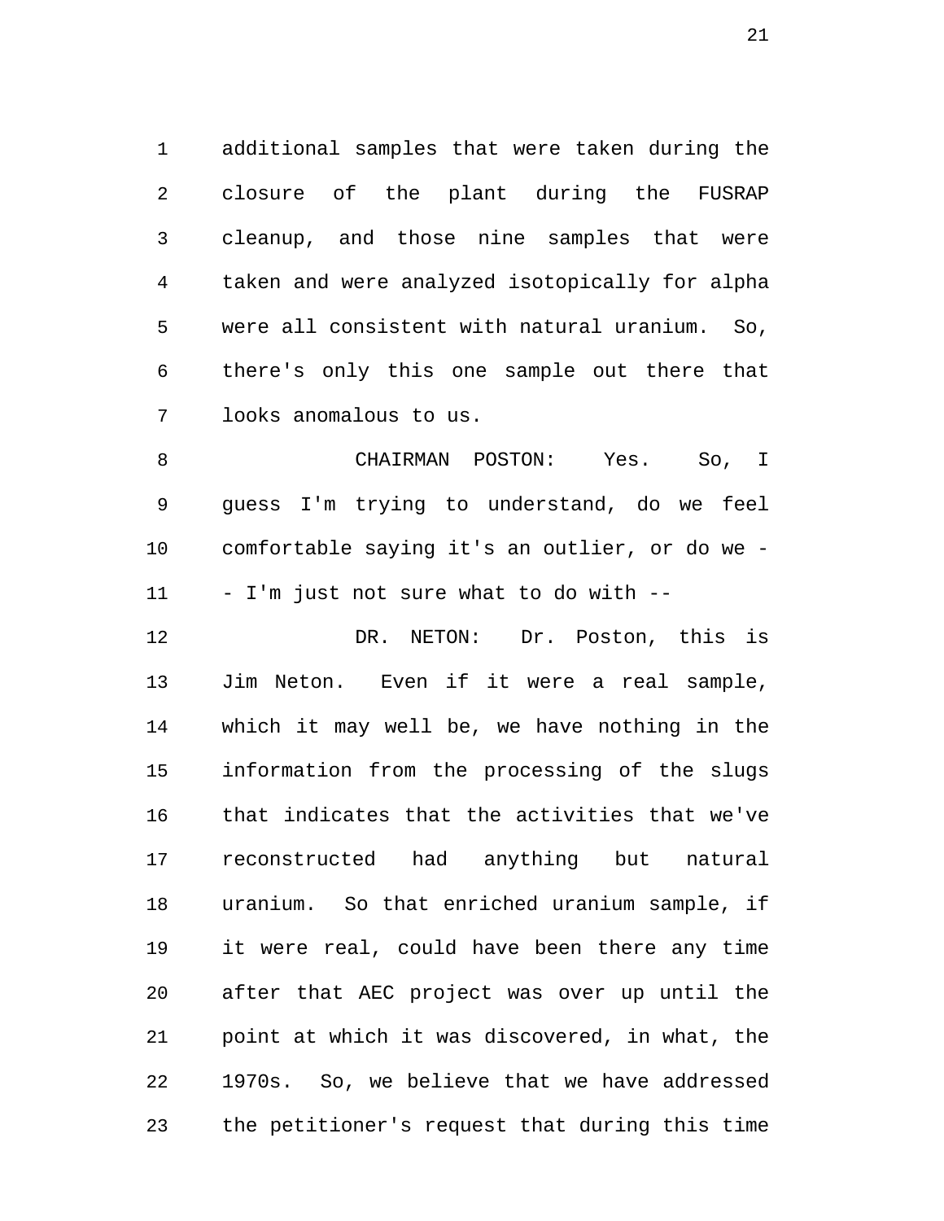additional samples that were taken during the closure of the plant during the FUSRAP cleanup, and those nine samples that were taken and were analyzed isotopically for alpha were all consistent with natural uranium. So, there's only this one sample out there that looks anomalous to us.

CHAIRMAN POSTON: Yes. So, I guess I'm trying to understand, do we feel comfortable saying it's an outlier, or do we -- I'm just not sure what to do with --

DR. NETON: Dr. Poston, this is Jim Neton. Even if it were a real sample, which it may well be, we have nothing in the information from the processing of the slugs that indicates that the activities that we've reconstructed had anything but natural uranium. So that enriched uranium sample, if it were real, could have been there any time after that AEC project was over up until the point at which it was discovered, in what, the 1970s. So, we believe that we have addressed the petitioner's request that during this time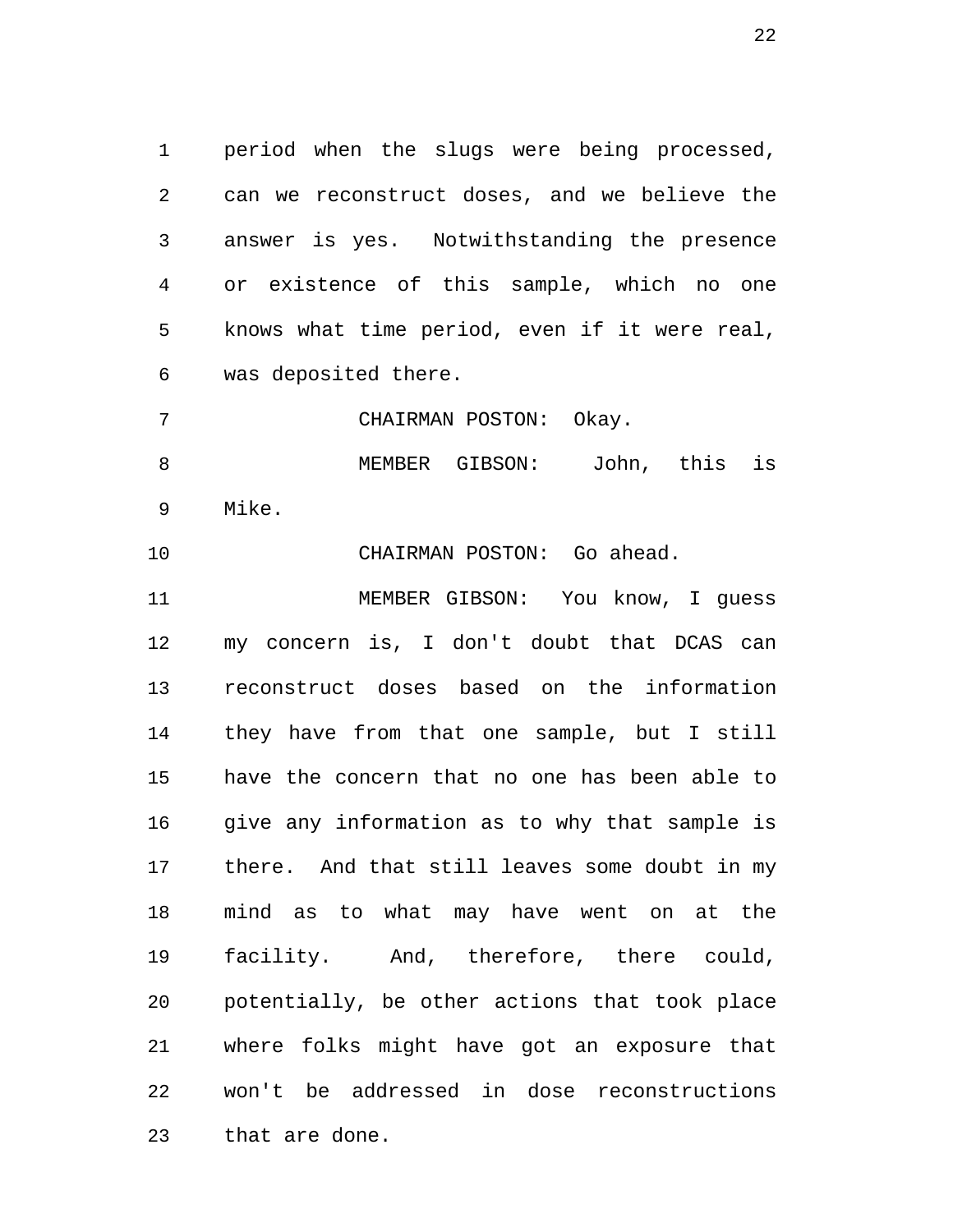period when the slugs were being processed, can we reconstruct doses, and we believe the answer is yes. Notwithstanding the presence or existence of this sample, which no one knows what time period, even if it were real, was deposited there.

CHAIRMAN POSTON: Okay.

MEMBER GIBSON: John, this is Mike.

CHAIRMAN POSTON: Go ahead.

MEMBER GIBSON: You know, I guess my concern is, I don't doubt that DCAS can reconstruct doses based on the information they have from that one sample, but I still have the concern that no one has been able to give any information as to why that sample is there. And that still leaves some doubt in my mind as to what may have went on at the facility. And, therefore, there could, potentially, be other actions that took place where folks might have got an exposure that won't be addressed in dose reconstructions that are done.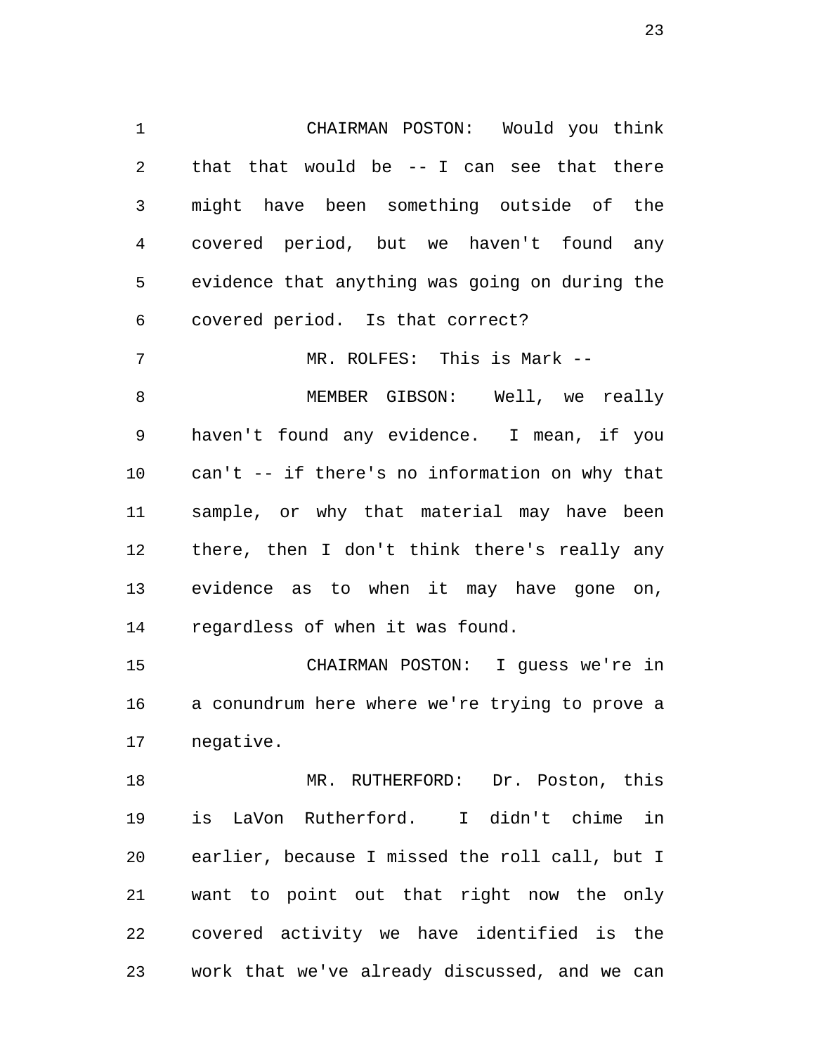CHAIRMAN POSTON: Would you think that that would be -- I can see that there might have been something outside of the covered period, but we haven't found any evidence that anything was going on during the covered period. Is that correct?

MR. ROLFES: This is Mark --

MEMBER GIBSON: Well, we really haven't found any evidence. I mean, if you can't -- if there's no information on why that sample, or why that material may have been there, then I don't think there's really any evidence as to when it may have gone on, regardless of when it was found.

CHAIRMAN POSTON: I guess we're in a conundrum here where we're trying to prove a negative.

MR. RUTHERFORD: Dr. Poston, this is LaVon Rutherford. I didn't chime in earlier, because I missed the roll call, but I want to point out that right now the only covered activity we have identified is the work that we've already discussed, and we can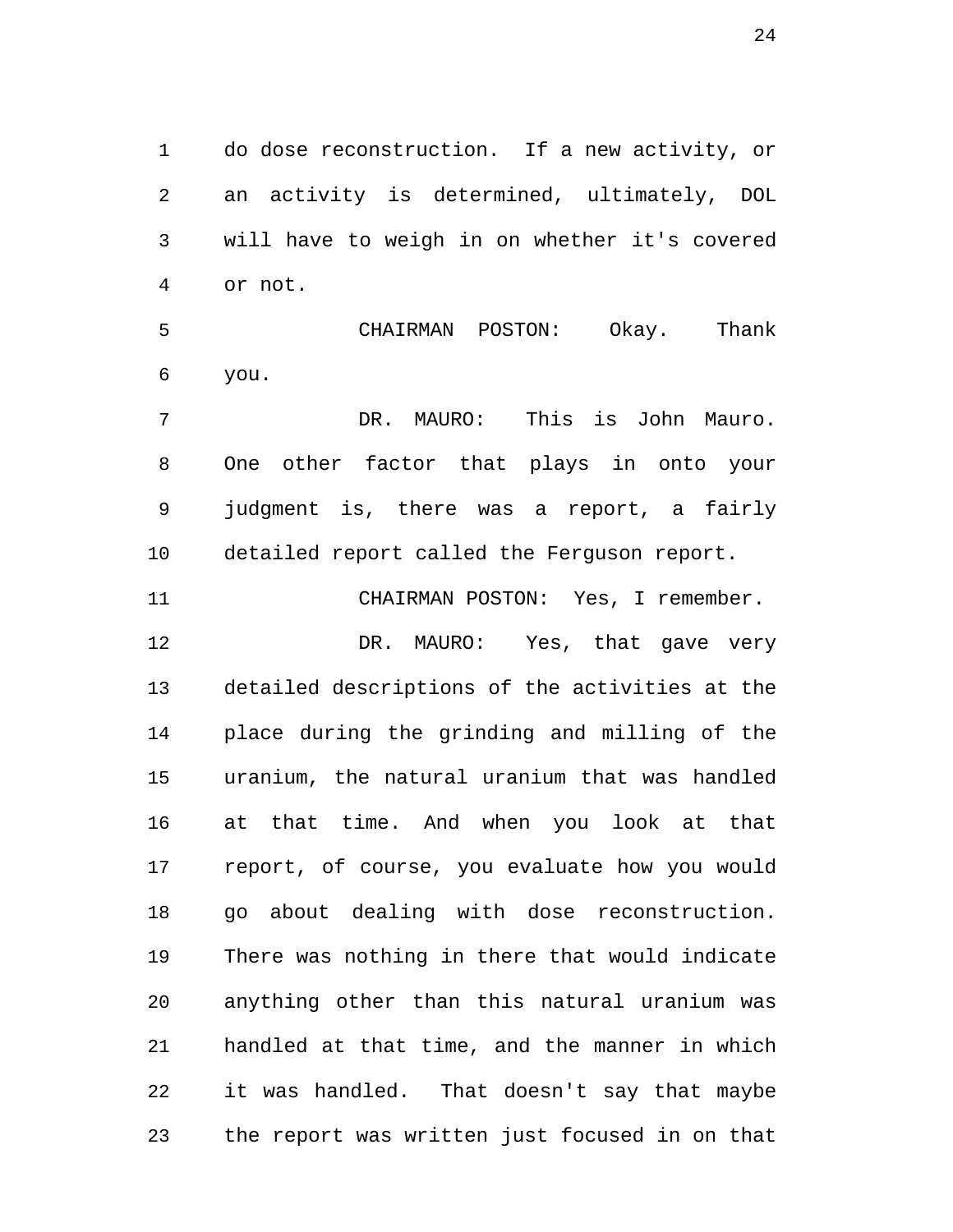do dose reconstruction. If a new activity, or an activity is determined, ultimately, DOL will have to weigh in on whether it's covered or not.

CHAIRMAN POSTON: Okay. Thank you.

DR. MAURO: This is John Mauro. One other factor that plays in onto your judgment is, there was a report, a fairly detailed report called the Ferguson report.

CHAIRMAN POSTON: Yes, I remember.

DR. MAURO: Yes, that gave very detailed descriptions of the activities at the place during the grinding and milling of the uranium, the natural uranium that was handled at that time. And when you look at that report, of course, you evaluate how you would go about dealing with dose reconstruction. There was nothing in there that would indicate anything other than this natural uranium was handled at that time, and the manner in which it was handled. That doesn't say that maybe the report was written just focused in on that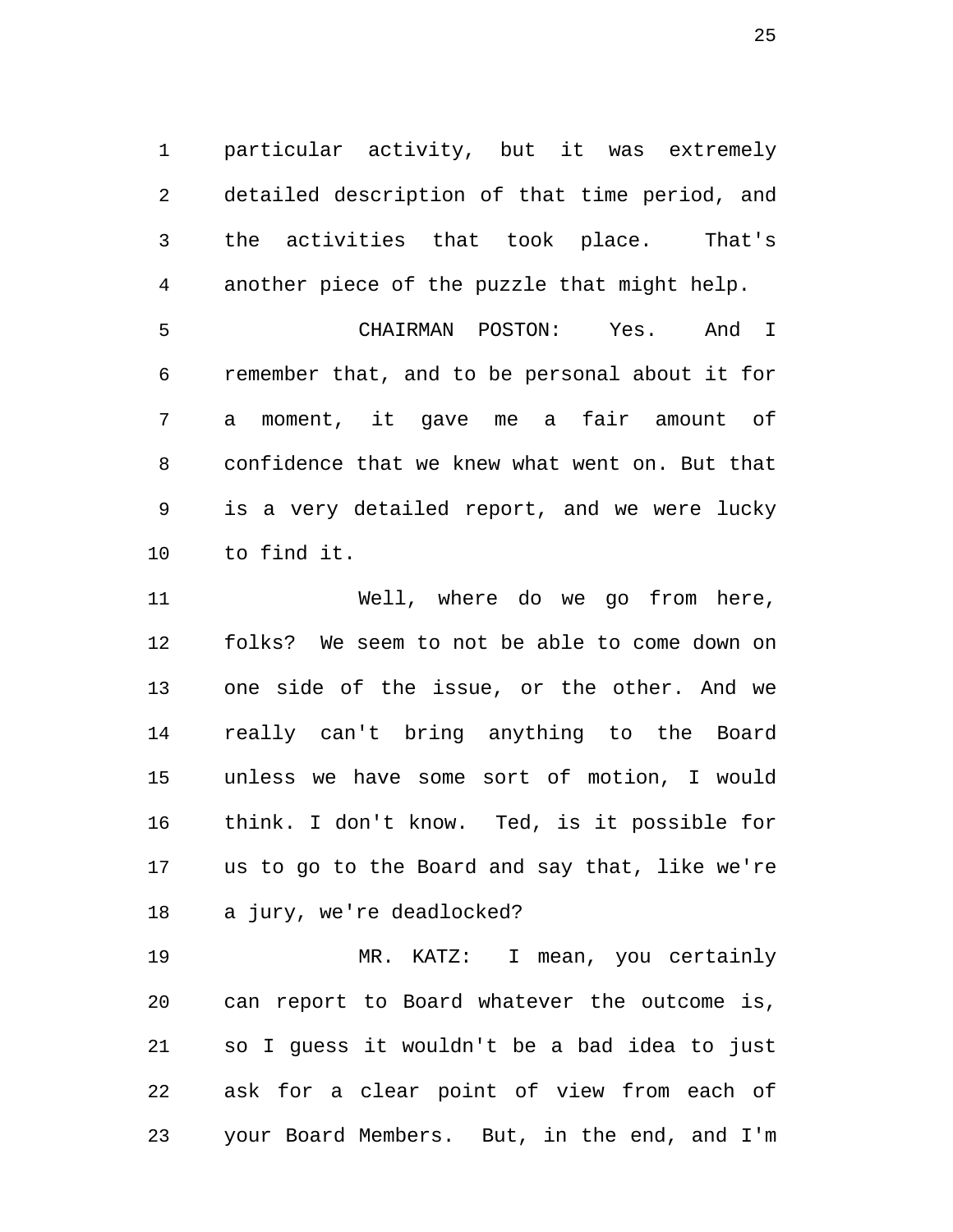particular activity, but it was extremely detailed description of that time period, and the activities that took place. That's another piece of the puzzle that might help.

CHAIRMAN POSTON: Yes. And I remember that, and to be personal about it for a moment, it gave me a fair amount of confidence that we knew what went on. But that is a very detailed report, and we were lucky to find it.

Well, where do we go from here, folks? We seem to not be able to come down on one side of the issue, or the other. And we really can't bring anything to the Board unless we have some sort of motion, I would think. I don't know. Ted, is it possible for us to go to the Board and say that, like we're a jury, we're deadlocked?

MR. KATZ: I mean, you certainly can report to Board whatever the outcome is, so I guess it wouldn't be a bad idea to just ask for a clear point of view from each of your Board Members. But, in the end, and I'm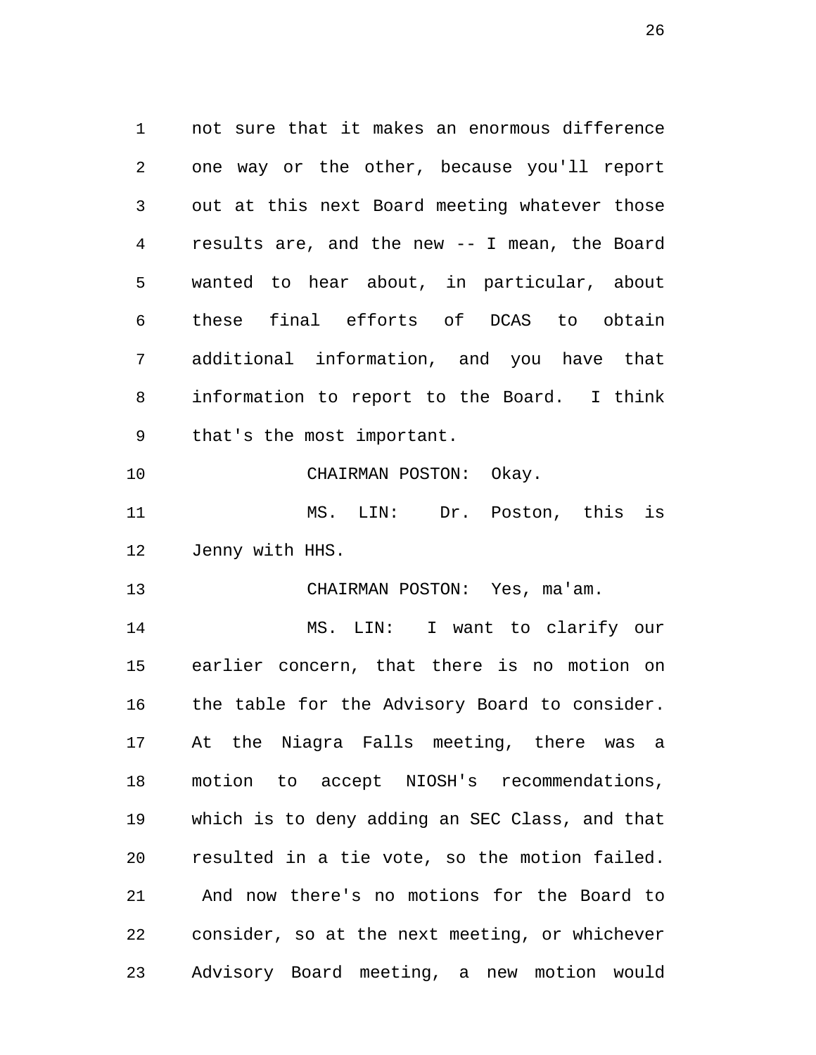not sure that it makes an enormous difference one way or the other, because you'll report out at this next Board meeting whatever those results are, and the new -- I mean, the Board wanted to hear about, in particular, about these final efforts of DCAS to obtain additional information, and you have that information to report to the Board. I think that's the most important.

CHAIRMAN POSTON: Okay.

MS. LIN: Dr. Poston, this is Jenny with HHS.

CHAIRMAN POSTON: Yes, ma'am.

MS. LIN: I want to clarify our earlier concern, that there is no motion on the table for the Advisory Board to consider. At the Niagra Falls meeting, there was a motion to accept NIOSH's recommendations, which is to deny adding an SEC Class, and that resulted in a tie vote, so the motion failed. And now there's no motions for the Board to consider, so at the next meeting, or whichever Advisory Board meeting, a new motion would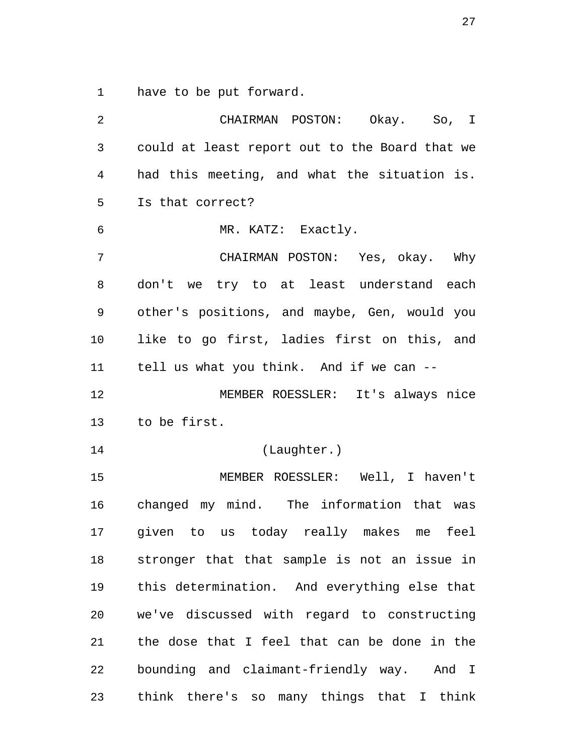have to be put forward.

CHAIRMAN POSTON: Okay. So, I could at least report out to the Board that we had this meeting, and what the situation is. Is that correct?

MR. KATZ: Exactly.

CHAIRMAN POSTON: Yes, okay. Why don't we try to at least understand each other's positions, and maybe, Gen, would you like to go first, ladies first on this, and tell us what you think. And if we can --

MEMBER ROESSLER: It's always nice to be first.

(Laughter.)

MEMBER ROESSLER: Well, I haven't changed my mind. The information that was given to us today really makes me feel stronger that that sample is not an issue in this determination. And everything else that we've discussed with regard to constructing the dose that I feel that can be done in the bounding and claimant-friendly way. And I think there's so many things that I think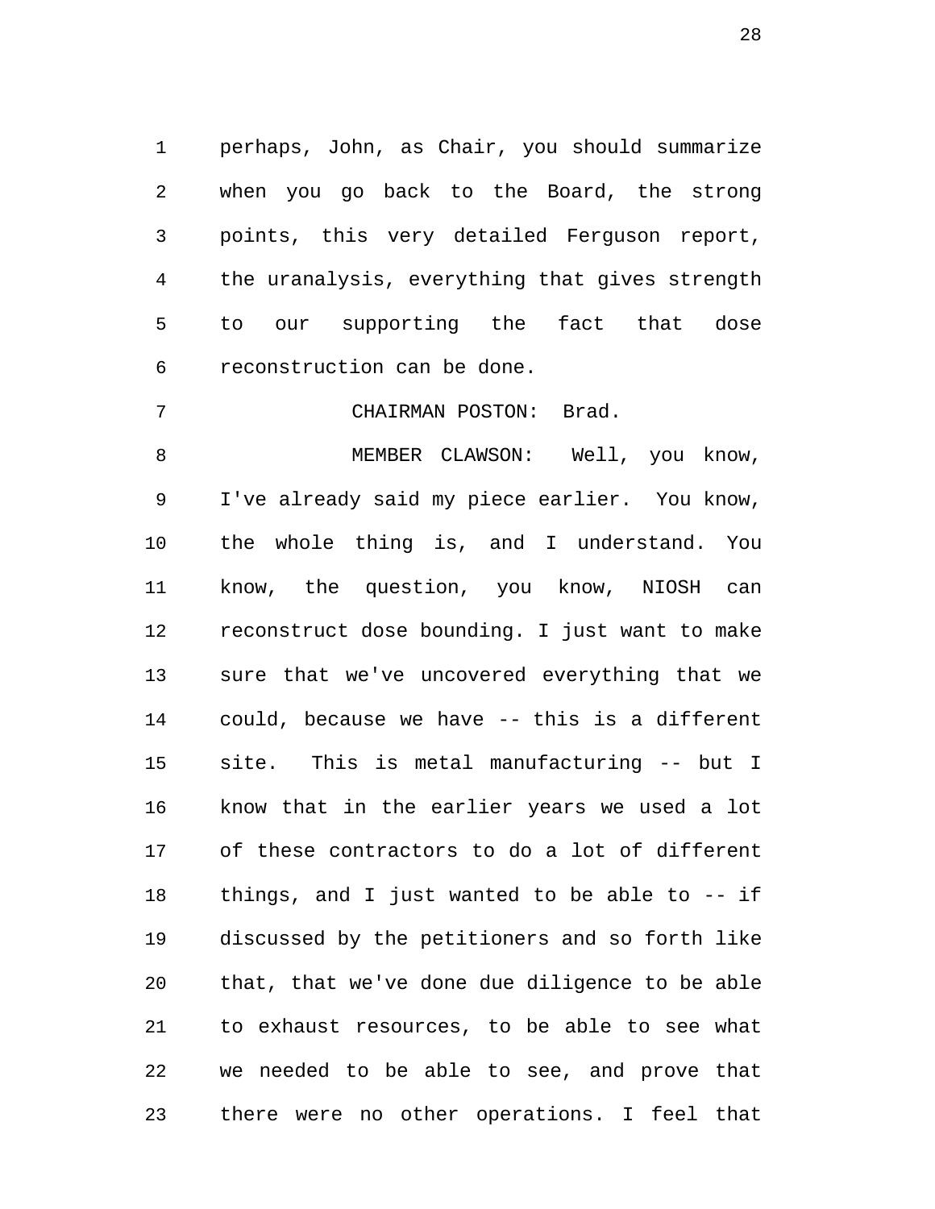perhaps, John, as Chair, you should summarize when you go back to the Board, the strong points, this very detailed Ferguson report, the uranalysis, everything that gives strength to our supporting the fact that dose reconstruction can be done.

CHAIRMAN POSTON: Brad.

MEMBER CLAWSON: Well, you know, I've already said my piece earlier. You know, the whole thing is, and I understand. You know, the question, you know, NIOSH can reconstruct dose bounding. I just want to make sure that we've uncovered everything that we could, because we have -- this is a different site. This is metal manufacturing -- but I know that in the earlier years we used a lot of these contractors to do a lot of different things, and I just wanted to be able to -- if discussed by the petitioners and so forth like that, that we've done due diligence to be able to exhaust resources, to be able to see what we needed to be able to see, and prove that there were no other operations. I feel that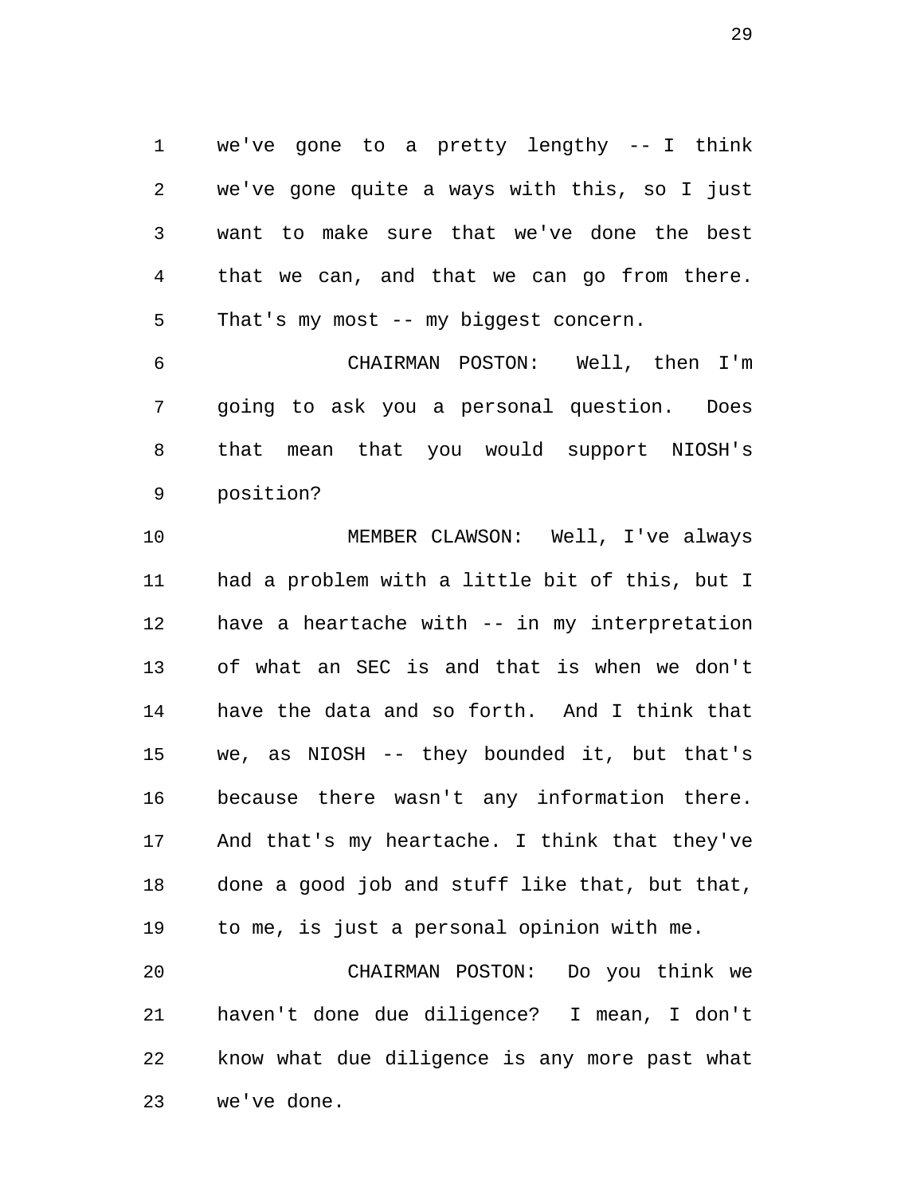we've gone to a pretty lengthy -- I think we've gone quite a ways with this, so I just want to make sure that we've done the best that we can, and that we can go from there. That's my most -- my biggest concern.

CHAIRMAN POSTON: Well, then I'm going to ask you a personal question. Does that mean that you would support NIOSH's position?

MEMBER CLAWSON: Well, I've always had a problem with a little bit of this, but I have a heartache with -- in my interpretation of what an SEC is and that is when we don't have the data and so forth. And I think that we, as NIOSH -- they bounded it, but that's because there wasn't any information there. And that's my heartache. I think that they've done a good job and stuff like that, but that, to me, is just a personal opinion with me.

CHAIRMAN POSTON: Do you think we haven't done due diligence? I mean, I don't know what due diligence is any more past what we've done.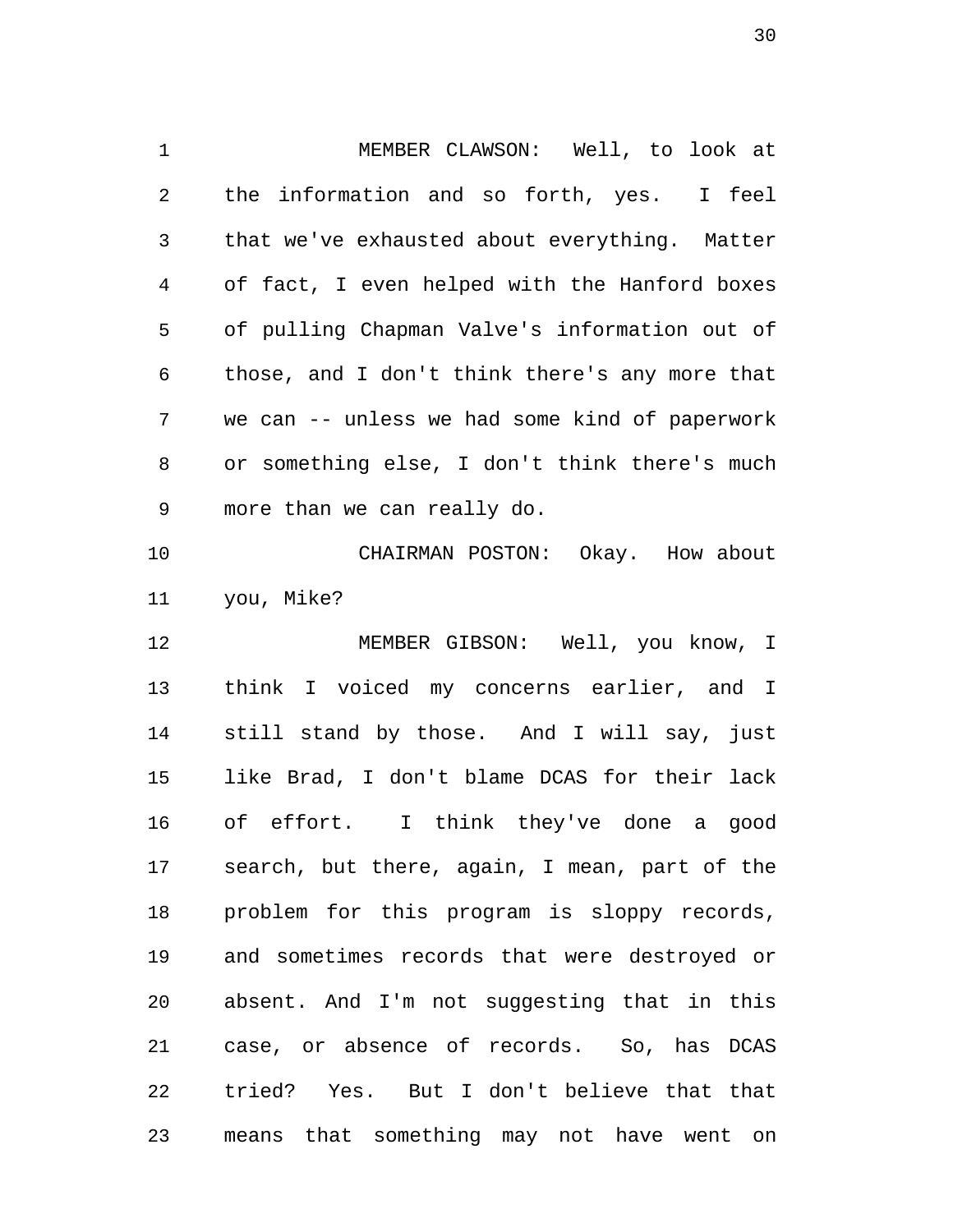MEMBER CLAWSON: Well, to look at the information and so forth, yes. I feel that we've exhausted about everything. Matter of fact, I even helped with the Hanford boxes of pulling Chapman Valve's information out of those, and I don't think there's any more that we can -- unless we had some kind of paperwork or something else, I don't think there's much more than we can really do.

CHAIRMAN POSTON: Okay. How about you, Mike?

MEMBER GIBSON: Well, you know, I think I voiced my concerns earlier, and I still stand by those. And I will say, just like Brad, I don't blame DCAS for their lack of effort. I think they've done a good search, but there, again, I mean, part of the problem for this program is sloppy records, and sometimes records that were destroyed or absent. And I'm not suggesting that in this case, or absence of records. So, has DCAS tried? Yes. But I don't believe that that means that something may not have went on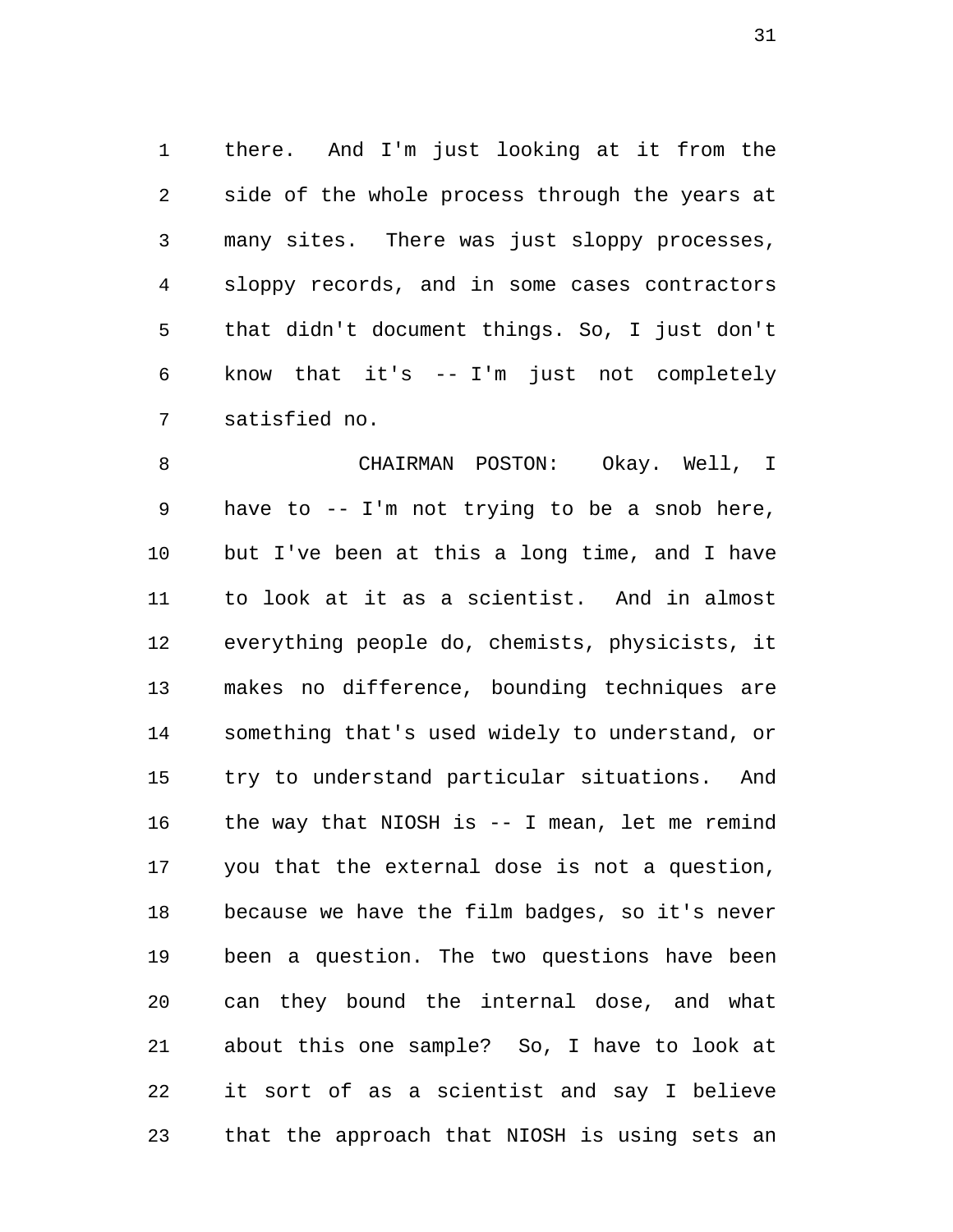there. And I'm just looking at it from the side of the whole process through the years at many sites. There was just sloppy processes, sloppy records, and in some cases contractors that didn't document things. So, I just don't know that it's -- I'm just not completely satisfied no.

CHAIRMAN POSTON: Okay. Well, I have to -- I'm not trying to be a snob here, but I've been at this a long time, and I have to look at it as a scientist. And in almost everything people do, chemists, physicists, it makes no difference, bounding techniques are something that's used widely to understand, or try to understand particular situations. And the way that NIOSH is -- I mean, let me remind you that the external dose is not a question, because we have the film badges, so it's never been a question. The two questions have been can they bound the internal dose, and what about this one sample? So, I have to look at it sort of as a scientist and say I believe that the approach that NIOSH is using sets an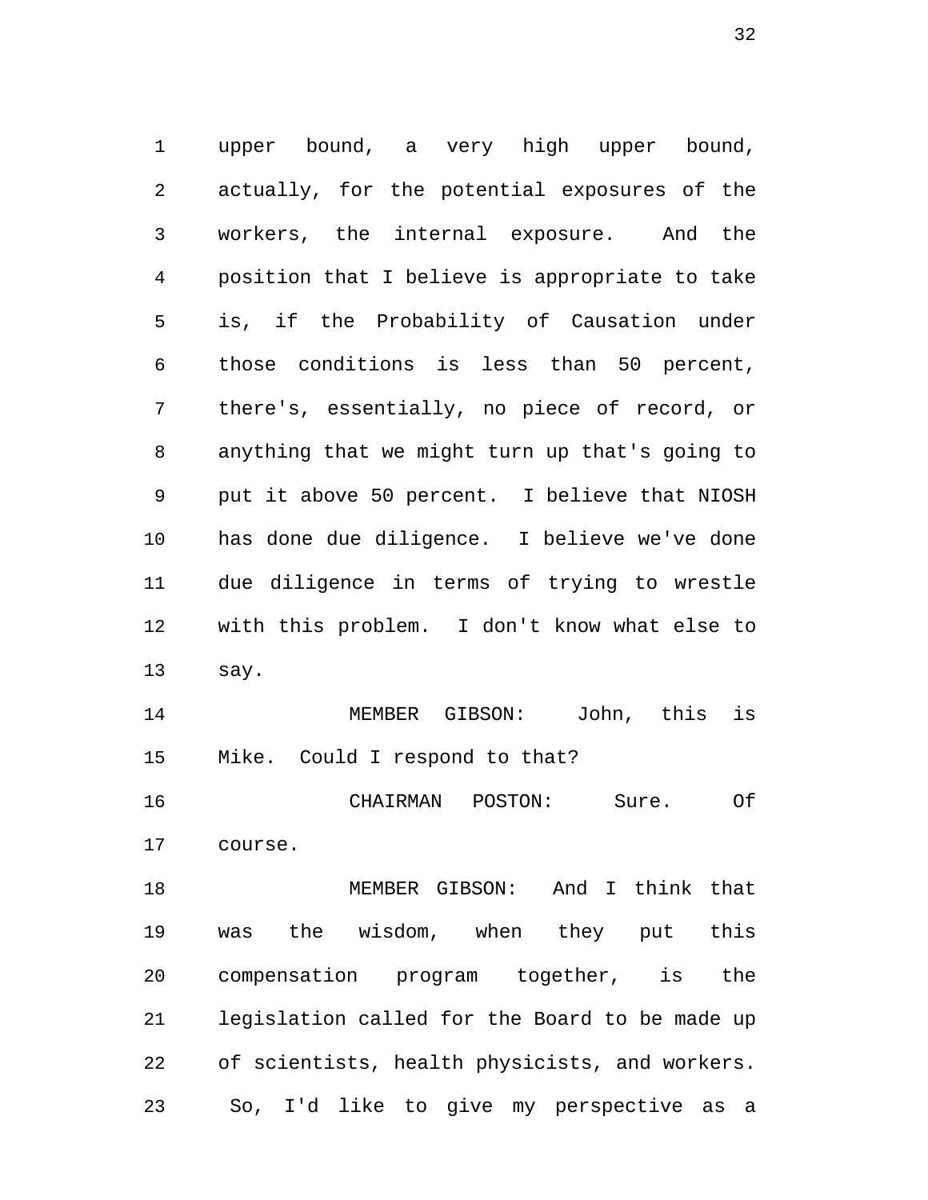upper bound, a very high upper bound, actually, for the potential exposures of the workers, the internal exposure. And the position that I believe is appropriate to take is, if the Probability of Causation under those conditions is less than 50 percent, there's, essentially, no piece of record, or anything that we might turn up that's going to put it above 50 percent. I believe that NIOSH has done due diligence. I believe we've done due diligence in terms of trying to wrestle with this problem. I don't know what else to say.

MEMBER GIBSON: John, this is Mike. Could I respond to that?

CHAIRMAN POSTON: Sure. Of course.

MEMBER GIBSON: And I think that was the wisdom, when they put this compensation program together, is the legislation called for the Board to be made up of scientists, health physicists, and workers. So, I'd like to give my perspective as a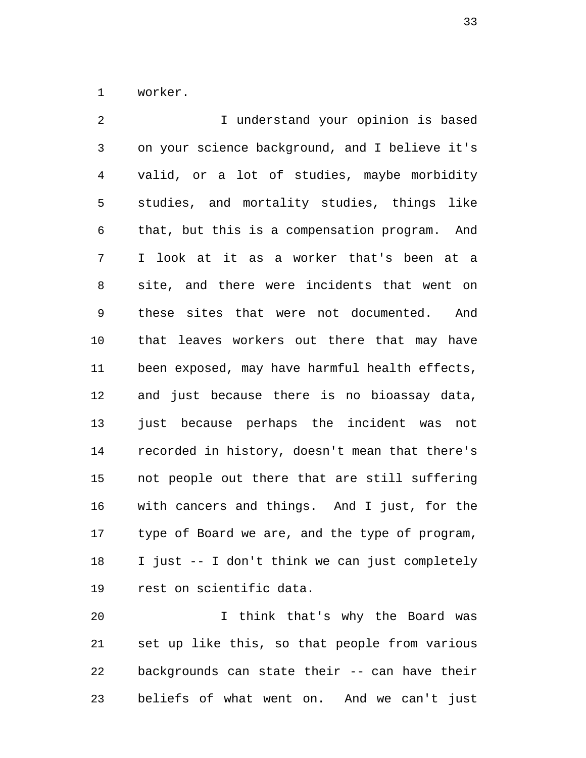worker.

I understand your opinion is based on your science background, and I believe it's valid, or a lot of studies, maybe morbidity studies, and mortality studies, things like that, but this is a compensation program. And I look at it as a worker that's been at a site, and there were incidents that went on these sites that were not documented. And that leaves workers out there that may have been exposed, may have harmful health effects, and just because there is no bioassay data, just because perhaps the incident was not recorded in history, doesn't mean that there's not people out there that are still suffering with cancers and things. And I just, for the type of Board we are, and the type of program, I just -- I don't think we can just completely rest on scientific data.

I think that's why the Board was set up like this, so that people from various backgrounds can state their -- can have their beliefs of what went on. And we can't just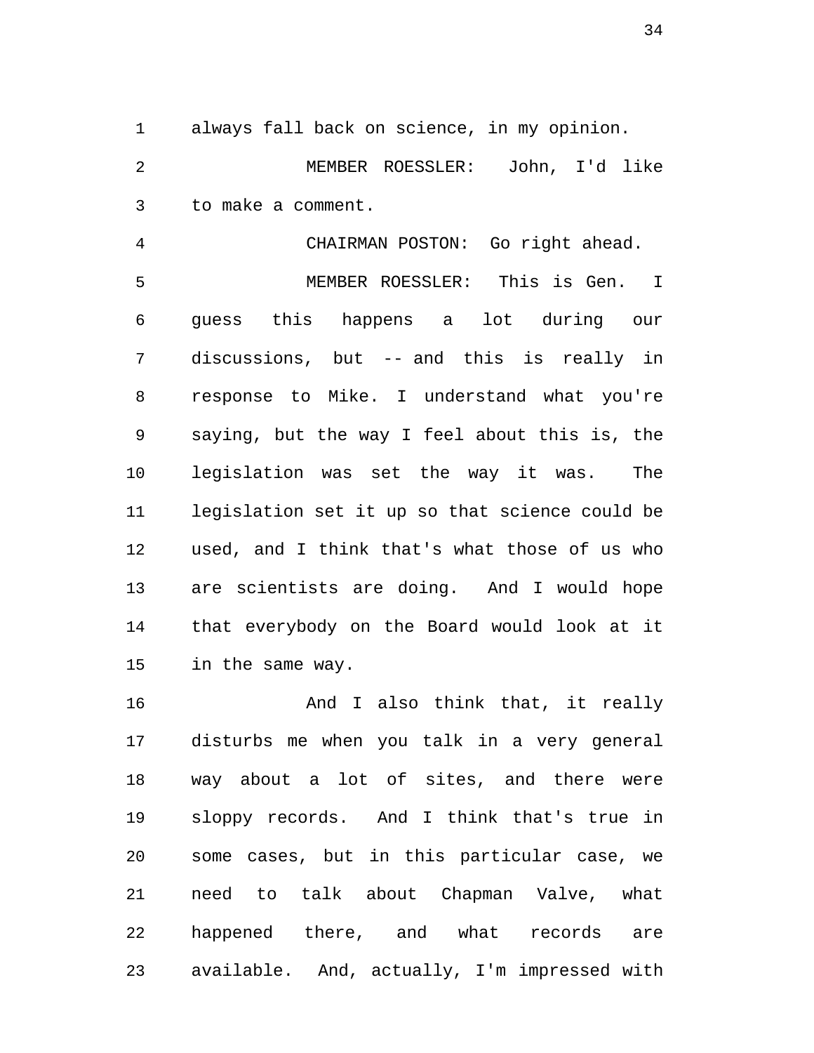always fall back on science, in my opinion.

MEMBER ROESSLER: John, I'd like to make a comment.

CHAIRMAN POSTON: Go right ahead.

MEMBER ROESSLER: This is Gen. I guess this happens a lot during our discussions, but -- and this is really in response to Mike. I understand what you're saying, but the way I feel about this is, the legislation was set the way it was. The legislation set it up so that science could be used, and I think that's what those of us who are scientists are doing. And I would hope that everybody on the Board would look at it in the same way.

And I also think that, it really disturbs me when you talk in a very general way about a lot of sites, and there were sloppy records. And I think that's true in some cases, but in this particular case, we need to talk about Chapman Valve, what happened there, and what records are available. And, actually, I'm impressed with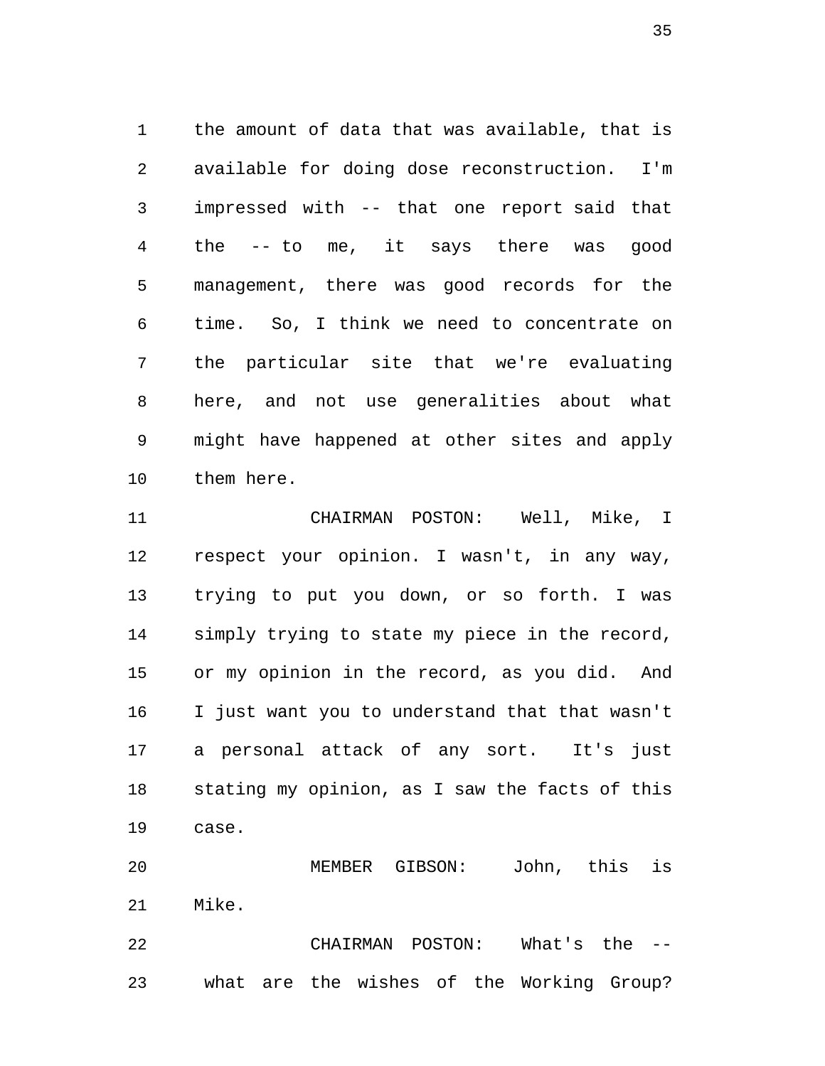the amount of data that was available, that is available for doing dose reconstruction. I'm impressed with -- that one report said that the -- to me, it says there was good management, there was good records for the time. So, I think we need to concentrate on the particular site that we're evaluating here, and not use generalities about what might have happened at other sites and apply them here.

CHAIRMAN POSTON: Well, Mike, I respect your opinion. I wasn't, in any way, trying to put you down, or so forth. I was simply trying to state my piece in the record, or my opinion in the record, as you did. And I just want you to understand that that wasn't a personal attack of any sort. It's just stating my opinion, as I saw the facts of this case.

MEMBER GIBSON: John, this is Mike.

CHAIRMAN POSTON: What's the -- what are the wishes of the Working Group?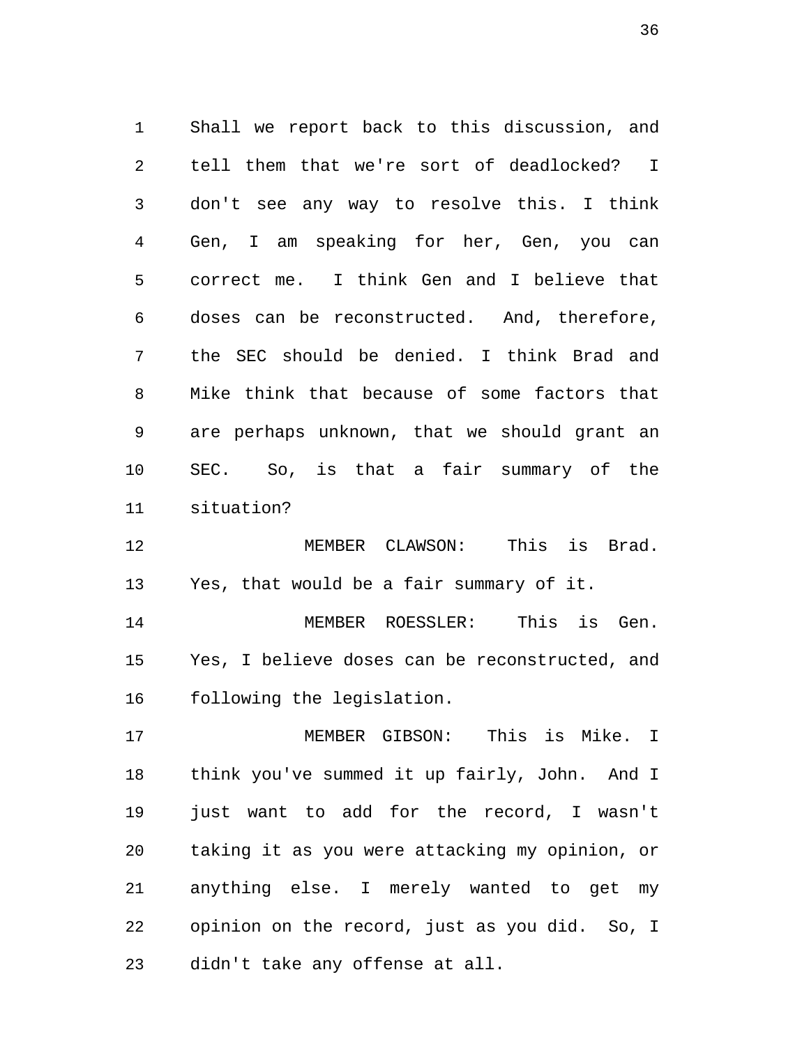Shall we report back to this discussion, and tell them that we're sort of deadlocked? I don't see any way to resolve this. I think Gen, I am speaking for her, Gen, you can correct me. I think Gen and I believe that doses can be reconstructed. And, therefore, the SEC should be denied. I think Brad and Mike think that because of some factors that are perhaps unknown, that we should grant an SEC. So, is that a fair summary of the situation?

MEMBER CLAWSON: This is Brad. Yes, that would be a fair summary of it.

MEMBER ROESSLER: This is Gen. Yes, I believe doses can be reconstructed, and following the legislation.

MEMBER GIBSON: This is Mike. I think you've summed it up fairly, John. And I just want to add for the record, I wasn't taking it as you were attacking my opinion, or anything else. I merely wanted to get my opinion on the record, just as you did. So, I didn't take any offense at all.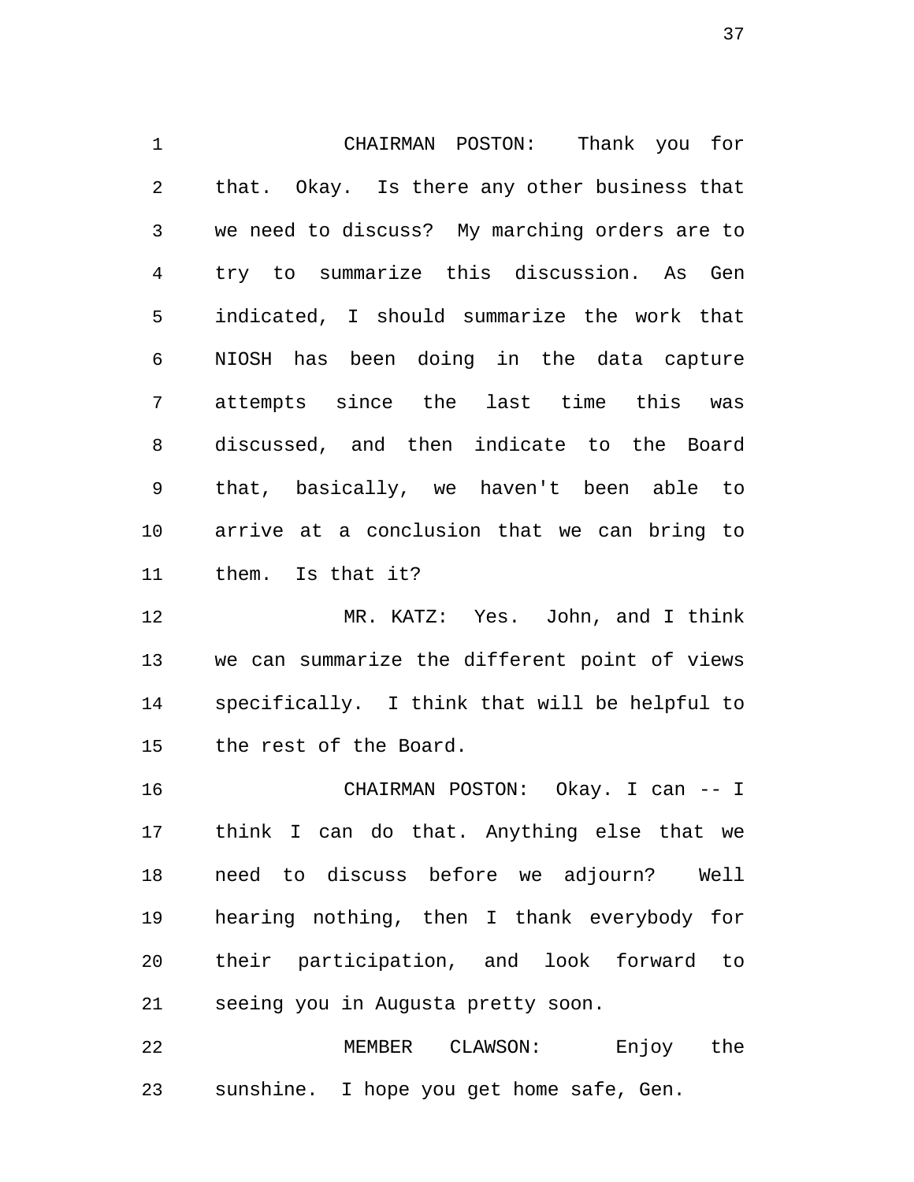CHAIRMAN POSTON: Thank you for that. Okay. Is there any other business that we need to discuss? My marching orders are to try to summarize this discussion. As Gen indicated, I should summarize the work that NIOSH has been doing in the data capture attempts since the last time this was discussed, and then indicate to the Board that, basically, we haven't been able to arrive at a conclusion that we can bring to them. Is that it?

MR. KATZ: Yes. John, and I think we can summarize the different point of views specifically. I think that will be helpful to the rest of the Board.

CHAIRMAN POSTON: Okay. I can -- I think I can do that. Anything else that we need to discuss before we adjourn? Well hearing nothing, then I thank everybody for their participation, and look forward to seeing you in Augusta pretty soon.

MEMBER CLAWSON: Enjoy the sunshine. I hope you get home safe, Gen.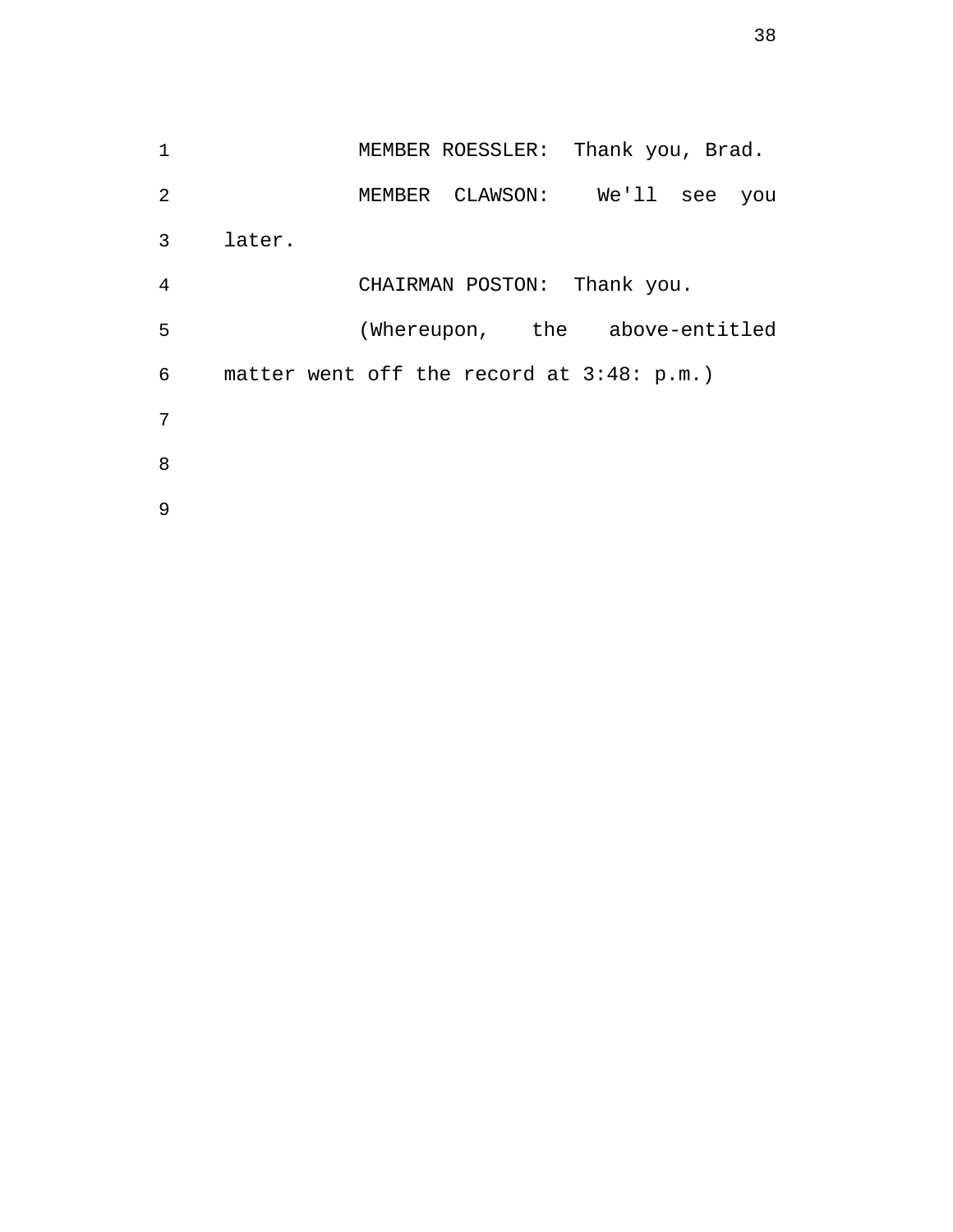MEMBER ROESSLER: Thank you, Brad.

MEMBER CLAWSON: We'll see you later.

CHAIRMAN POSTON: Thank you.

(Whereupon, the above-entitled matter went off the record at 3:48: p.m.)